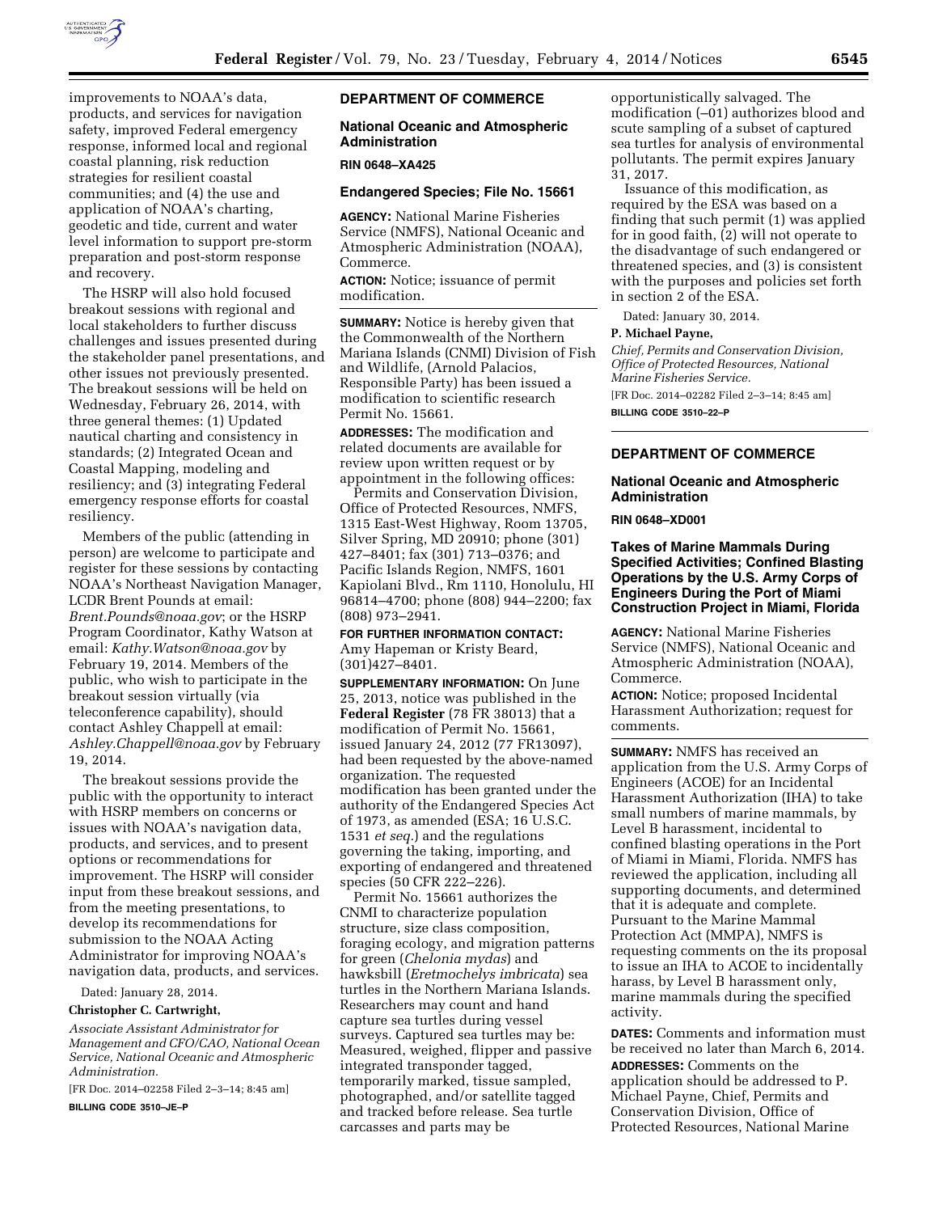improvements to NOAA's data, products, and services for navigation safety, improved Federal emergency response, informed local and regional coastal planning, risk reduction strategies for resilient coastal communities; and (4) the use and application of NOAA's charting, geodetic and tide, current and water level information to support pre-storm preparation and post-storm response and recovery.

The HSRP will also hold focused breakout sessions with regional and local stakeholders to further discuss challenges and issues presented during the stakeholder panel presentations, and other issues not previously presented. The breakout sessions will be held on Wednesday, February 26, 2014, with three general themes: (1) Updated nautical charting and consistency in standards; (2) Integrated Ocean and Coastal Mapping, modeling and resiliency; and (3) integrating Federal emergency response efforts for coastal resiliency.

Members of the public (attending in person) are welcome to participate and register for these sessions by contacting NOAA's Northeast Navigation Manager, LCDR Brent Pounds at email: *Brent.Pounds@noaa.gov*; or the HSRP Program Coordinator, Kathy Watson at email: *Kathy.Watson@noaa.gov* by February 19, 2014. Members of the public, who wish to participate in the breakout session virtually (via teleconference capability), should contact Ashley Chappell at email: *Ashley.Chappell@noaa.gov* by February 19, 2014.

The breakout sessions provide the public with the opportunity to interact with HSRP members on concerns or issues with NOAA's navigation data, products, and services, and to present options or recommendations for improvement. The HSRP will consider input from these breakout sessions, and from the meeting presentations, to develop its recommendations for submission to the NOAA Acting Administrator for improving NOAA's navigation data, products, and services.

Dated: January 28, 2014.

**Christopher C. Cartwright,**

*Associate Assistant Administrator for Management and CFO/CAO, National Ocean Service, National Oceanic and Atmospheric Administration.*

[FR Doc. 2014–02258 Filed 2–3–14; 8:45 am]

**BILLING CODE 3510–JE–P**

## DEPARTMENT OF COMMERCE

### National Oceanic and Atmospheric Administration

**RIN 0648–XA425**

### Endangered Species; File No. 15661

**AGENCY:** National Marine Fisheries Service (NMFS), National Oceanic and Atmospheric Administration (NOAA), Commerce.

**ACTION:** Notice; issuance of permit modification.

**SUMMARY:** Notice is hereby given that the Commonwealth of the Northern Mariana Islands (CNMI) Division of Fish and Wildlife, (Arnold Palacios, Responsible Party) has been issued a modification to scientific research Permit No. 15661.

**ADDRESSES:** The modification and related documents are available for review upon written request or by appointment in the following offices:

Permits and Conservation Division, Office of Protected Resources, NMFS, 1315 East-West Highway, Room 13705, Silver Spring, MD 20910; phone (301) 427–8401; fax (301) 713–0376; and Pacific Islands Region, NMFS, 1601 Kapiolani Blvd., Rm 1110, Honolulu, HI 96814–4700; phone (808) 944–2200; fax (808) 973–2941.

**FOR FURTHER INFORMATION CONTACT:** Amy Hapeman or Kristy Beard, (301)427–8401.

**SUPPLEMENTARY INFORMATION:** On June 25, 2013, notice was published in the **Federal Register** (78 FR 38013) that a modification of Permit No. 15661, issued January 24, 2012 (77 FR13097), had been requested by the above-named organization. The requested modification has been granted under the authority of the Endangered Species Act of 1973, as amended (ESA; 16 U.S.C. 1531 *et seq.*) and the regulations governing the taking, importing, and exporting of endangered and threatened species (50 CFR 222–226).

Permit No. 15661 authorizes the CNMI to characterize population structure, size class composition, foraging ecology, and migration patterns for green (*Chelonia mydas*) and hawksbill (*Eretmochelys imbricata*) sea turtles in the Northern Mariana Islands. Researchers may count and hand capture sea turtles during vessel surveys. Captured sea turtles may be: Measured, weighed, flipper and passive integrated transponder tagged, temporarily marked, tissue sampled, photographed, and/or satellite tagged and tracked before release. Sea turtle carcasses and parts may be opportunistically salvaged. The modification (–01) authorizes blood and scute sampling of a subset of captured sea turtles for analysis of environmental pollutants. The permit expires January 31, 2017.

Issuance of this modification, as required by the ESA was based on a finding that such permit (1) was applied for in good faith, (2) will not operate to the disadvantage of such endangered or threatened species, and (3) is consistent with the purposes and policies set forth in section 2 of the ESA.

Dated: January 30, 2014.

**P. Michael Payne,**

*Chief, Permits and Conservation Division, Office of Protected Resources, National Marine Fisheries Service.*

[FR Doc. 2014–02282 Filed 2–3–14; 8:45 am]

**BILLING CODE 3510–22–P**

## DEPARTMENT OF COMMERCE

### National Oceanic and Atmospheric Administration

**RIN 0648–XD001**

### Takes of Marine Mammals During Specified Activities; Confined Blasting Operations by the U.S. Army Corps of Engineers During the Port of Miami Construction Project in Miami, Florida

**AGENCY:** National Marine Fisheries Service (NMFS), National Oceanic and Atmospheric Administration (NOAA), Commerce.

**ACTION:** Notice; proposed Incidental Harassment Authorization; request for comments.

**SUMMARY:** NMFS has received an application from the U.S. Army Corps of Engineers (ACOE) for an Incidental Harassment Authorization (IHA) to take small numbers of marine mammals, by Level B harassment, incidental to confined blasting operations in the Port of Miami in Miami, Florida. NMFS has reviewed the application, including all supporting documents, and determined that it is adequate and complete. Pursuant to the Marine Mammal Protection Act (MMPA), NMFS is requesting comments on the its proposal to issue an IHA to ACOE to incidentally harass, by Level B harassment only, marine mammals during the specified activity.

**DATES:** Comments and information must be received no later than March 6, 2014.

**ADDRESSES:** Comments on the application should be addressed to P. Michael Payne, Chief, Permits and Conservation Division, Office of Protected Resources, National Marine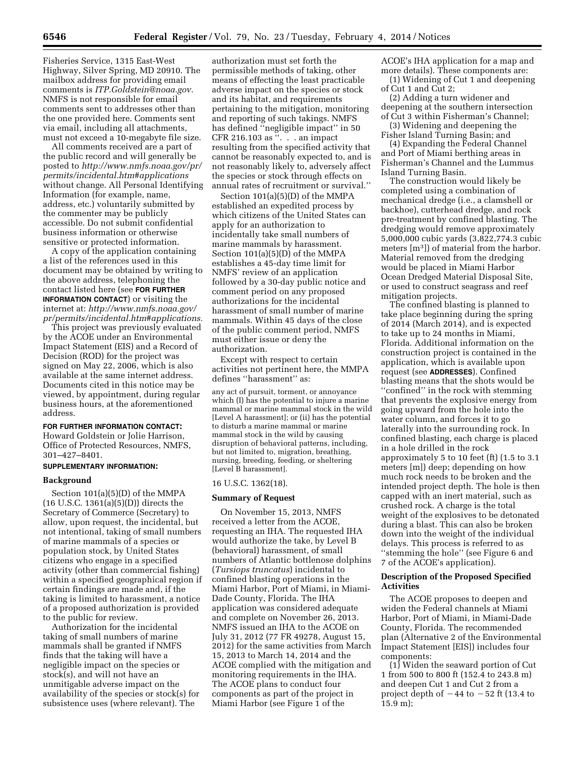Fisheries Service, 1315 East-West Highway, Silver Spring, MD 20910. The mailbox address for providing email comments is *ITP.Goldstein@noaa.gov.* NMFS is not responsible for email comments sent to addresses other than the one provided here. Comments sent via email, including all attachments, must not exceed a 10-megabyte file size.

All comments received are a part of the public record and will generally be posted to *http://www.nmfs.noaa.gov/pr/permits/incidental.htm#applications* without change. All Personal Identifying Information (for example, name, address, etc.) voluntarily submitted by the commenter may be publicly accessible. Do not submit confidential business information or otherwise sensitive or protected information.

A copy of the application containing a list of the references used in this document may be obtained by writing to the above address, telephoning the contact listed here (see **FOR FURTHER INFORMATION CONTACT**) or visiting the internet at: *http://www.nmfs.noaa.gov/pr/permits/incidental.htm#applications.*

This project was previously evaluated by the ACOE under an Environmental Impact Statement (EIS) and a Record of Decision (ROD) for the project was signed on May 22, 2006, which is also available at the same internet address. Documents cited in this notice may be viewed, by appointment, during regular business hours, at the aforementioned address.

**FOR FURTHER INFORMATION CONTACT:** Howard Goldstein or Jolie Harrison, Office of Protected Resources, NMFS, 301–427–8401.

**SUPPLEMENTARY INFORMATION:**

## Background

Section 101(a)(5)(D) of the MMPA (16 U.S.C. 1361(a)(5)(D)) directs the Secretary of Commerce (Secretary) to allow, upon request, the incidental, but not intentional, taking of small numbers of marine mammals of a species or population stock, by United States citizens who engage in a specified activity (other than commercial fishing) within a specified geographical region if certain findings are made and, if the taking is limited to harassment, a notice of a proposed authorization is provided to the public for review.

Authorization for the incidental taking of small numbers of marine mammals shall be granted if NMFS finds that the taking will have a negligible impact on the species or stock(s), and will not have an unmitigable adverse impact on the availability of the species or stock(s) for subsistence uses (where relevant). The authorization must set forth the permissible methods of taking, other means of effecting the least practicable adverse impact on the species or stock and its habitat, and requirements pertaining to the mitigation, monitoring and reporting of such takings. NMFS has defined "negligible impact" in 50 CFR 216.103 as ". . . an impact resulting from the specified activity that cannot be reasonably expected to, and is not reasonably likely to, adversely affect the species or stock through effects on annual rates of recruitment or survival."

Section 101(a)(5)(D) of the MMPA established an expedited process by which citizens of the United States can apply for an authorization to incidentally take small numbers of marine mammals by harassment. Section 101(a)(5)(D) of the MMPA establishes a 45-day time limit for NMFS' review of an application followed by a 30-day public notice and comment period on any proposed authorizations for the incidental harassment of small number of marine mammals. Within 45 days of the close of the public comment period, NMFS must either issue or deny the authorization.

Except with respect to certain activities not pertinent here, the MMPA defines "harassment" as:

any act of pursuit, torment, or annoyance which (I) has the potential to injure a marine mammal or marine mammal stock in the wild [Level A harassment]; or (ii) has the potential to disturb a marine mammal or marine mammal stock in the wild by causing disruption of behavioral patterns, including, but not limited to, migration, breathing, nursing, breeding, feeding, or sheltering [Level B harassment].

16 U.S.C. 1362(18).

## Summary of Request

On November 15, 2013, NMFS received a letter from the ACOE, requesting an IHA. The requested IHA would authorize the take, by Level B (behavioral) harassment, of small numbers of Atlantic bottlenose dolphins (*Tursiops truncatus*) incidental to confined blasting operations in the Miami Harbor, Port of Miami, in Miami-Dade County, Florida. The IHA application was considered adequate and complete on November 26, 2013. NMFS issued an IHA to the ACOE on July 31, 2012 (77 FR 49278, August 15, 2012) for the same activities from March 15, 2013 to March 14, 2014 and the ACOE complied with the mitigation and monitoring requirements in the IHA. The ACOE plans to conduct four components as part of the project in Miami Harbor (see Figure 1 of the ACOE's IHA application for a map and more details). These components are:

(1) Widening of Cut 1 and deepening of Cut 1 and Cut 2;

(2) Adding a turn widener and deepening at the southern intersection of Cut 3 within Fisherman's Channel;

(3) Widening and deepening the Fisher Island Turning Basin; and

(4) Expanding the Federal Channel and Port of Miami berthing areas in Fisherman's Channel and the Lummus Island Turning Basin.

The construction would likely be completed using a combination of mechanical dredge (i.e., a clamshell or backhoe), cutterhead dredge, and rock pre-treatment by confined blasting. The dredging would remove approximately 5,000,000 cubic yards (3,822,774.3 cubic meters [$m^3$]) of material from the harbor. Material removed from the dredging would be placed in Miami Harbor Ocean Dredged Material Disposal Site, or used to construct seagrass and reef mitigation projects.

The confined blasting is planned to take place beginning during the spring of 2014 (March 2014), and is expected to take up to 24 months in Miami, Florida. Additional information on the construction project is contained in the application, which is available upon request (see **ADDRESSES**). Confined blasting means that the shots would be "confined" in the rock with stemming that prevents the explosive energy from going upward from the hole into the water column, and forces it to go laterally into the surrounding rock. In confined blasting, each charge is placed in a hole drilled in the rock approximately 5 to 10 feet (ft) (1.5 to 3.1 meters [m]) deep; depending on how much rock needs to be broken and the intended project depth. The hole is then capped with an inert material, such as crushed rock. A charge is the total weight of the explosives to be detonated during a blast. This can also be broken down into the weight of the individual delays. This process is referred to as "stemming the hole" (see Figure 6 and 7 of the ACOE's application).

## Description of the Proposed Specified Activities

The ACOE proposes to deepen and widen the Federal channels at Miami Harbor, Port of Miami, in Miami-Dade County, Florida. The recommended plan (Alternative 2 of the Environmental Impact Statement [EIS]) includes four components:

(1) Widen the seaward portion of Cut 1 from 500 to 800 ft (152.4 to 243.8 m) and deepen Cut 1 and Cut 2 from a project depth of −44 to −52 ft (13.4 to 15.9 m);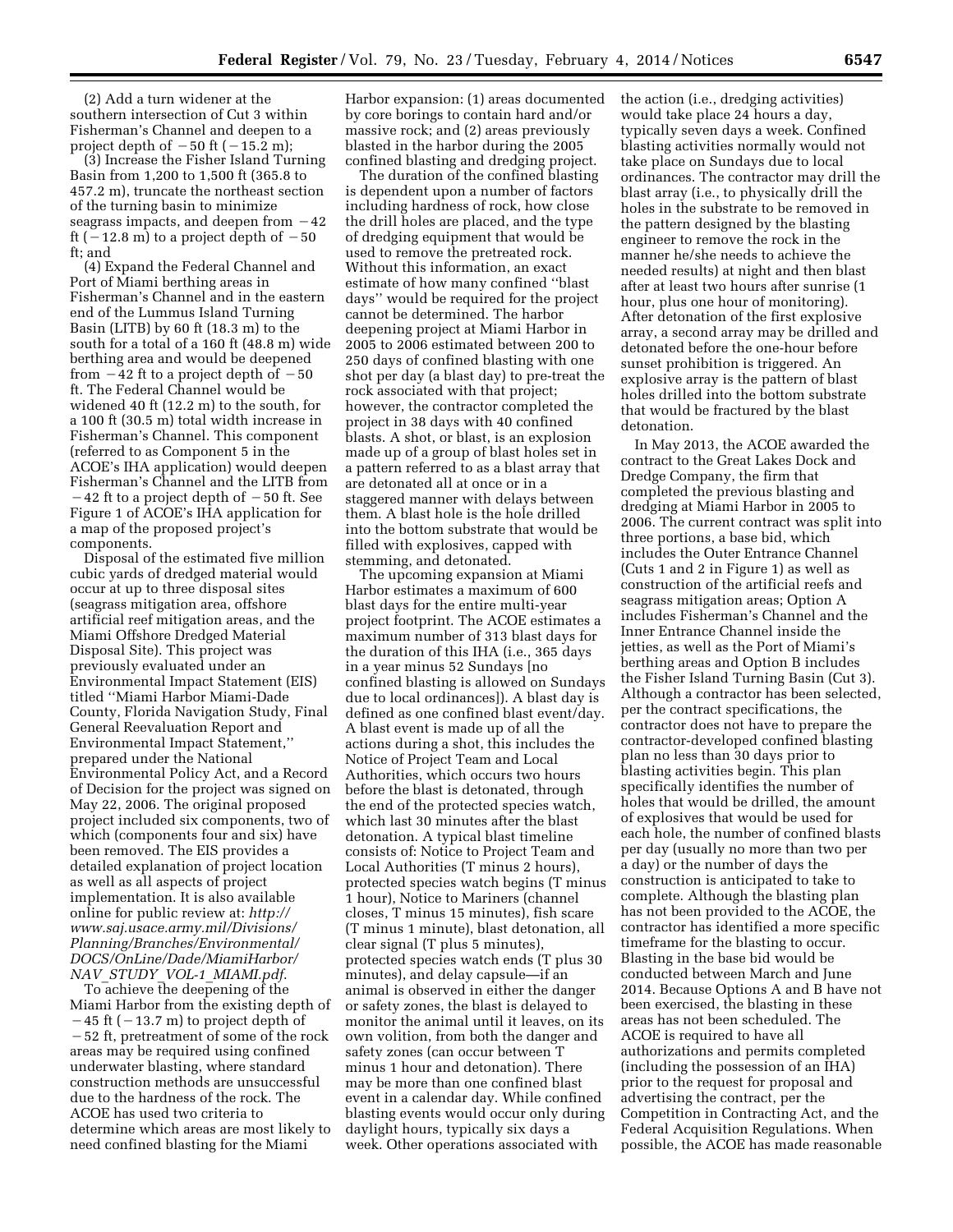(2) Add a turn widener at the southern intersection of Cut 3 within Fisherman's Channel and deepen to a project depth of −50 ft (−15.2 m);

(3) Increase the Fisher Island Turning Basin from 1,200 to 1,500 ft (365.8 to 457.2 m), truncate the northeast section of the turning basin to minimize seagrass impacts, and deepen from −42 ft (−12.8 m) to a project depth of −50 ft; and

(4) Expand the Federal Channel and Port of Miami berthing areas in Fisherman's Channel and in the eastern end of the Lummus Island Turning Basin (LITB) by 60 ft (18.3 m) to the south for a total of a 160 ft (48.8 m) wide berthing area and would be deepened from −42 ft to a project depth of −50 ft. The Federal Channel would be widened 40 ft (12.2 m) to the south, for a 100 ft (30.5 m) total width increase in Fisherman's Channel. This component (referred to as Component 5 in the ACOE's IHA application) would deepen Fisherman's Channel and the LITB from −42 ft to a project depth of −50 ft. See Figure 1 of ACOE's IHA application for a map of the proposed project's components.

Disposal of the estimated five million cubic yards of dredged material would occur at up to three disposal sites (seagrass mitigation area, offshore artificial reef mitigation areas, and the Miami Offshore Dredged Material Disposal Site). This project was previously evaluated under an Environmental Impact Statement (EIS) titled "Miami Harbor Miami-Dade County, Florida Navigation Study, Final General Reevaluation Report and Environmental Impact Statement," prepared under the National Environmental Policy Act, and a Record of Decision for the project was signed on May 22, 2006. The original proposed project included six components, two of which (components four and six) have been removed. The EIS provides a detailed explanation of project location as well as all aspects of project implementation. It is also available online for public review at: *http://www.saj.usace.army.mil/Divisions/Planning/Branches/Environmental/DOCS/OnLine/Dade/MiamiHarbor/NAV_STUDY_VOL-1_MIAMI.pdf*.

To achieve the deepening of the Miami Harbor from the existing depth of −45 ft (−13.7 m) to project depth of −52 ft, pretreatment of some of the rock areas may be required using confined underwater blasting, where standard construction methods are unsuccessful due to the hardness of the rock. The ACOE has used two criteria to determine which areas are most likely to need confined blasting for the Miami Harbor expansion: (1) areas documented by core borings to contain hard and/or massive rock; and (2) areas previously blasted in the harbor during the 2005 confined blasting and dredging project.

The duration of the confined blasting is dependent upon a number of factors including hardness of rock, how close the drill holes are placed, and the type of dredging equipment that would be used to remove the pretreated rock. Without this information, an exact estimate of how many confined "blast days" would be required for the project cannot be determined. The harbor deepening project at Miami Harbor in 2005 to 2006 estimated between 200 to 250 days of confined blasting with one shot per day (a blast day) to pre-treat the rock associated with that project; however, the contractor completed the project in 38 days with 40 confined blasts. A shot, or blast, is an explosion made up of a group of blast holes set in a pattern referred to as a blast array that are detonated all at once or in a staggered manner with delays between them. A blast hole is the hole drilled into the bottom substrate that would be filled with explosives, capped with stemming, and detonated.

The upcoming expansion at Miami Harbor estimates a maximum of 600 blast days for the entire multi-year project footprint. The ACOE estimates a maximum number of 313 blast days for the duration of this IHA (i.e., 365 days in a year minus 52 Sundays [no confined blasting is allowed on Sundays due to local ordinances]). A blast day is defined as one confined blast event/day. A blast event is made up of all the actions during a shot, this includes the Notice of Project Team and Local Authorities, which occurs two hours before the blast is detonated, through the end of the protected species watch, which last 30 minutes after the blast detonation. A typical blast timeline consists of: Notice to Project Team and Local Authorities (T minus 2 hours), protected species watch begins (T minus 1 hour), Notice to Mariners (channel closes, T minus 15 minutes), fish scare (T minus 1 minute), blast detonation, all clear signal (T plus 5 minutes), protected species watch ends (T plus 30 minutes), and delay capsule—if an animal is observed in either the danger or safety zones, the blast is delayed to monitor the animal until it leaves, on its own volition, from both the danger and safety zones (can occur between T minus 1 hour and detonation). There may be more than one confined blast event in a calendar day. While confined blasting events would occur only during daylight hours, typically six days a week. Other operations associated with the action (i.e., dredging activities) would take place 24 hours a day, typically seven days a week. Confined blasting activities normally would not take place on Sundays due to local ordinances. The contractor may drill the blast array (i.e., to physically drill the holes in the substrate to be removed in the pattern designed by the blasting engineer to remove the rock in the manner he/she needs to achieve the needed results) at night and then blast after at least two hours after sunrise (1 hour, plus one hour of monitoring). After detonation of the first explosive array, a second array may be drilled and detonated before the one-hour before sunset prohibition is triggered. An explosive array is the pattern of blast holes drilled into the bottom substrate that would be fractured by the blast detonation.

In May 2013, the ACOE awarded the contract to the Great Lakes Dock and Dredge Company, the firm that completed the previous blasting and dredging at Miami Harbor in 2005 to 2006. The current contract was split into three portions, a base bid, which includes the Outer Entrance Channel (Cuts 1 and 2 in Figure 1) as well as construction of the artificial reefs and seagrass mitigation areas; Option A includes Fisherman's Channel and the Inner Entrance Channel inside the jetties, as well as the Port of Miami's berthing areas and Option B includes the Fisher Island Turning Basin (Cut 3). Although a contractor has been selected, per the contract specifications, the contractor does not have to prepare the contractor-developed confined blasting plan no less than 30 days prior to blasting activities begin. This plan specifically identifies the number of holes that would be drilled, the amount of explosives that would be used for each hole, the number of confined blasts per day (usually no more than two per a day) or the number of days the construction is anticipated to take to complete. Although the blasting plan has not been provided to the ACOE, the contractor has identified a more specific timeframe for the blasting to occur. Blasting in the base bid would be conducted between March and June 2014. Because Options A and B have not been exercised, the blasting in these areas has not been scheduled. The ACOE is required to have all authorizations and permits completed (including the possession of an IHA) prior to the request for proposal and advertising the contract, per the Competition in Contracting Act, and the Federal Acquisition Regulations. When possible, the ACOE has made reasonable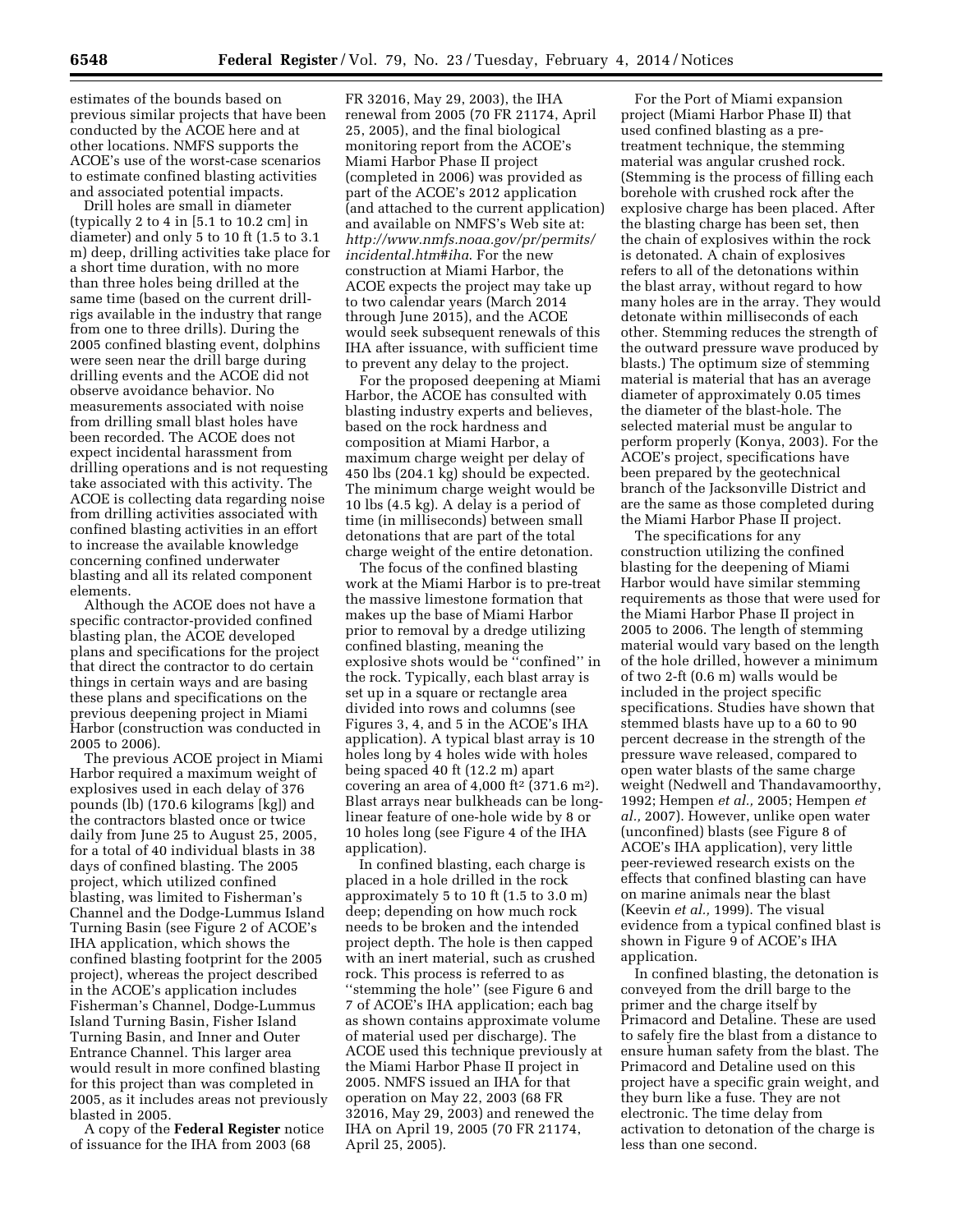estimates of the bounds based on previous similar projects that have been conducted by the ACOE here and at other locations. NMFS supports the ACOE's use of the worst-case scenarios to estimate confined blasting activities and associated potential impacts.

Drill holes are small in diameter (typically 2 to 4 in [5.1 to 10.2 cm] in diameter) and only 5 to 10 ft (1.5 to 3.1 m) deep, drilling activities take place for a short time duration, with no more than three holes being drilled at the same time (based on the current drill-rigs available in the industry that range from one to three drills). During the 2005 confined blasting event, dolphins were seen near the drill barge during drilling events and the ACOE did not observe avoidance behavior. No measurements associated with noise from drilling small blast holes have been recorded. The ACOE does not expect incidental harassment from drilling operations and is not requesting take associated with this activity. The ACOE is collecting data regarding noise from drilling activities associated with confined blasting activities in an effort to increase the available knowledge concerning confined underwater blasting and all its related component elements.

Although the ACOE does not have a specific contractor-provided confined blasting plan, the ACOE developed plans and specifications for the project that direct the contractor to do certain things in certain ways and are basing these plans and specifications on the previous deepening project in Miami Harbor (construction was conducted in 2005 to 2006).

The previous ACOE project in Miami Harbor required a maximum weight of explosives used in each delay of 376 pounds (lb) (170.6 kilograms [kg]) and the contractors blasted once or twice daily from June 25 to August 25, 2005, for a total of 40 individual blasts in 38 days of confined blasting. The 2005 project, which utilized confined blasting, was limited to Fisherman's Channel and the Dodge-Lummus Island Turning Basin (see Figure 2 of ACOE's IHA application, which shows the confined blasting footprint for the 2005 project), whereas the project described in the ACOE's application includes Fisherman's Channel, Dodge-Lummus Island Turning Basin, Fisher Island Turning Basin, and Inner and Outer Entrance Channel. This larger area would result in more confined blasting for this project than was completed in 2005, as it includes areas not previously blasted in 2005.

A copy of the **Federal Register** notice of issuance for the IHA from 2003 (68 FR 32016, May 29, 2003), the IHA renewal from 2005 (70 FR 21174, April 25, 2005), and the final biological monitoring report from the ACOE's Miami Harbor Phase II project (completed in 2006) was provided as part of the ACOE's 2012 application (and attached to the current application) and available on NMFS's Web site at: *http://www.nmfs.noaa.gov/pr/permits/incidental.htm#iha*. For the new construction at Miami Harbor, the ACOE expects the project may take up to two calendar years (March 2014 through June 2015), and the ACOE would seek subsequent renewals of this IHA after issuance, with sufficient time to prevent any delay to the project.

For the proposed deepening at Miami Harbor, the ACOE has consulted with blasting industry experts and believes, based on the rock hardness and composition at Miami Harbor, a maximum charge weight per delay of 450 lbs (204.1 kg) should be expected. The minimum charge weight would be 10 lbs (4.5 kg). A delay is a period of time (in milliseconds) between small detonations that are part of the total charge weight of the entire detonation.

The focus of the confined blasting work at the Miami Harbor is to pre-treat the massive limestone formation that makes up the base of Miami Harbor prior to removal by a dredge utilizing confined blasting, meaning the explosive shots would be "confined" in the rock. Typically, each blast array is set up in a square or rectangle area divided into rows and columns (see Figures 3, 4, and 5 in the ACOE's IHA application). A typical blast array is 10 holes long by 4 holes wide with holes being spaced 40 ft (12.2 m) apart covering an area of 4,000 ft$^2$ (371.6 m$^2$). Blast arrays near bulkheads can be long-linear feature of one-hole wide by 8 or 10 holes long (see Figure 4 of the IHA application).

In confined blasting, each charge is placed in a hole drilled in the rock approximately 5 to 10 ft (1.5 to 3.0 m) deep; depending on how much rock needs to be broken and the intended project depth. The hole is then capped with an inert material, such as crushed rock. This process is referred to as "stemming the hole" (see Figure 6 and 7 of ACOE's IHA application; each bag as shown contains approximate volume of material used per discharge). The ACOE used this technique previously at the Miami Harbor Phase II project in 2005. NMFS issued an IHA for that operation on May 22, 2003 (68 FR 32016, May 29, 2003) and renewed the IHA on April 19, 2005 (70 FR 21174, April 25, 2005).

For the Port of Miami expansion project (Miami Harbor Phase II) that used confined blasting as a pre-treatment technique, the stemming material was angular crushed rock. (Stemming is the process of filling each borehole with crushed rock after the explosive charge has been placed. After the blasting charge has been set, then the chain of explosives within the rock is detonated. A chain of explosives refers to all of the detonations within the blast array, without regard to how many holes are in the array. They would detonate within milliseconds of each other. Stemming reduces the strength of the outward pressure wave produced by blasts.) The optimum size of stemming material is material that has an average diameter of approximately 0.05 times the diameter of the blast-hole. The selected material must be angular to perform properly (Konya, 2003). For the ACOE's project, specifications have been prepared by the geotechnical branch of the Jacksonville District and are the same as those completed during the Miami Harbor Phase II project.

The specifications for any construction utilizing the confined blasting for the deepening of Miami Harbor would have similar stemming requirements as those that were used for the Miami Harbor Phase II project in 2005 to 2006. The length of stemming material would vary based on the length of the hole drilled, however a minimum of two 2-ft (0.6 m) walls would be included in the project specific specifications. Studies have shown that stemmed blasts have up to a 60 to 90 percent decrease in the strength of the pressure wave released, compared to open water blasts of the same charge weight (Nedwell and Thandavamoorthy, 1992; Hempen *et al.,* 2005; Hempen *et al.,* 2007). However, unlike open water (unconfined) blasts (see Figure 8 of ACOE's IHA application), very little peer-reviewed research exists on the effects that confined blasting can have on marine animals near the blast (Keevin *et al.,* 1999). The visual evidence from a typical confined blast is shown in Figure 9 of ACOE's IHA application.

In confined blasting, the detonation is conveyed from the drill barge to the primer and the charge itself by Primacord and Detaline. These are used to safely fire the blast from a distance to ensure human safety from the blast. The Primacord and Detaline used on this project have a specific grain weight, and they burn like a fuse. They are not electronic. The time delay from activation to detonation of the charge is less than one second.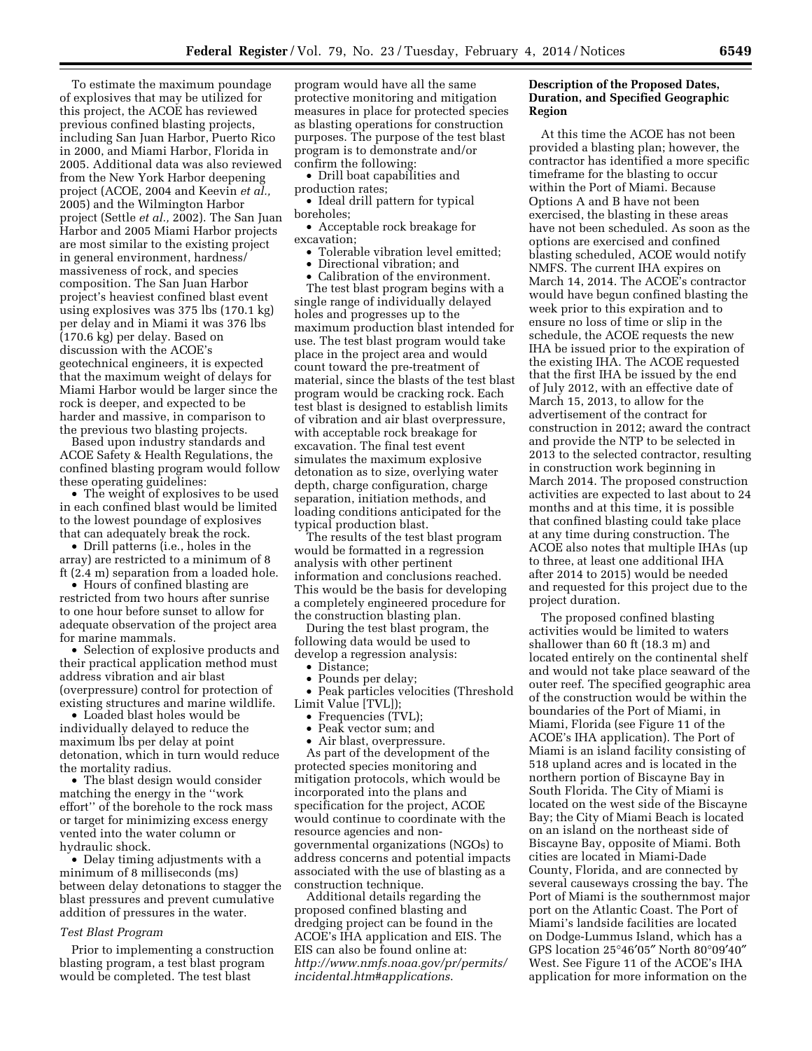To estimate the maximum poundage of explosives that may be utilized for this project, the ACOE has reviewed previous confined blasting projects, including San Juan Harbor, Puerto Rico in 2000, and Miami Harbor, Florida in 2005. Additional data was also reviewed from the New York Harbor deepening project (ACOE, 2004 and Keevin *et al.,* 2005) and the Wilmington Harbor project (Settle *et al.,* 2002). The San Juan Harbor and 2005 Miami Harbor projects are most similar to the existing project in general environment, hardness/massiveness of rock, and species composition. The San Juan Harbor project's heaviest confined blast event using explosives was 375 lbs (170.1 kg) per delay and in Miami it was 376 lbs (170.6 kg) per delay. Based on discussion with the ACOE's geotechnical engineers, it is expected that the maximum weight of delays for Miami Harbor would be larger since the rock is deeper, and expected to be harder and massive, in comparison to the previous two blasting projects.

Based upon industry standards and ACOE Safety & Health Regulations, the confined blasting program would follow these operating guidelines:

- The weight of explosives to be used in each confined blast would be limited to the lowest poundage of explosives that can adequately break the rock.
- Drill patterns (i.e., holes in the array) are restricted to a minimum of 8 ft (2.4 m) separation from a loaded hole.
- Hours of confined blasting are restricted from two hours after sunrise to one hour before sunset to allow for adequate observation of the project area for marine mammals.
- Selection of explosive products and their practical application method must address vibration and air blast (overpressure) control for protection of existing structures and marine wildlife.
- Loaded blast holes would be individually delayed to reduce the maximum lbs per delay at point detonation, which in turn would reduce the mortality radius.
- The blast design would consider matching the energy in the "work effort" of the borehole to the rock mass or target for minimizing excess energy vented into the water column or hydraulic shock.
- Delay timing adjustments with a minimum of 8 milliseconds (ms) between delay detonations to stagger the blast pressures and prevent cumulative addition of pressures in the water.

*Test Blast Program*

Prior to implementing a construction blasting program, a test blast program would be completed. The test blast program would have all the same protective monitoring and mitigation measures in place for protected species as blasting operations for construction purposes. The purpose of the test blast program is to demonstrate and/or confirm the following:

- Drill boat capabilities and production rates;
- Ideal drill pattern for typical boreholes;
- Acceptable rock breakage for excavation;
- Tolerable vibration level emitted;
- Directional vibration; and
- Calibration of the environment.

The test blast program begins with a single range of individually delayed holes and progresses up to the maximum production blast intended for use. The test blast program would take place in the project area and would count toward the pre-treatment of material, since the blasts of the test blast program would be cracking rock. Each test blast is designed to establish limits of vibration and air blast overpressure, with acceptable rock breakage for excavation. The final test event simulates the maximum explosive detonation as to size, overlying water depth, charge configuration, charge separation, initiation methods, and loading conditions anticipated for the typical production blast.

The results of the test blast program would be formatted in a regression analysis with other pertinent information and conclusions reached. This would be the basis for developing a completely engineered procedure for the construction blasting plan.

During the test blast program, the following data would be used to develop a regression analysis:

- Distance;
- Pounds per delay;
- Peak particles velocities (Threshold Limit Value [TVL]);
- Frequencies (TVL);
- Peak vector sum; and
- Air blast, overpressure.

As part of the development of the protected species monitoring and mitigation protocols, which would be incorporated into the plans and specification for the project, ACOE would continue to coordinate with the resource agencies and non-governmental organizations (NGOs) to address concerns and potential impacts associated with the use of blasting as a construction technique.

Additional details regarding the proposed confined blasting and dredging project can be found in the ACOE's IHA application and EIS. The EIS can also be found online at: *http://www.nmfs.noaa.gov/pr/permits/incidental.htm#applications.*

**Description of the Proposed Dates, Duration, and Specified Geographic Region**

At this time the ACOE has not been provided a blasting plan; however, the contractor has identified a more specific timeframe for the blasting to occur within the Port of Miami. Because Options A and B have not been exercised, the blasting in these areas have not been scheduled. As soon as the options are exercised and confined blasting scheduled, ACOE would notify NMFS. The current IHA expires on March 14, 2014. The ACOE's contractor would have begun confined blasting the week prior to this expiration and to ensure no loss of time or slip in the schedule, the ACOE requests the new IHA be issued prior to the expiration of the existing IHA. The ACOE requested that the first IHA be issued by the end of July 2012, with an effective date of March 15, 2013, to allow for the advertisement of the contract for construction in 2012; award the contract and provide the NTP to be selected in 2013 to the selected contractor, resulting in construction work beginning in March 2014. The proposed construction activities are expected to last about to 24 months and at this time, it is possible that confined blasting could take place at any time during construction. The ACOE also notes that multiple IHAs (up to three, at least one additional IHA after 2014 to 2015) would be needed and requested for this project due to the project duration.

The proposed confined blasting activities would be limited to waters shallower than 60 ft (18.3 m) and located entirely on the continental shelf and would not take place seaward of the outer reef. The specified geographic area of the construction would be within the boundaries of the Port of Miami, in Miami, Florida (see Figure 11 of the ACOE's IHA application). The Port of Miami is an island facility consisting of 518 upland acres and is located in the northern portion of Biscayne Bay in South Florida. The City of Miami is located on the west side of the Biscayne Bay; the City of Miami Beach is located on an island on the northeast side of Biscayne Bay, opposite of Miami. Both cities are located in Miami-Dade County, Florida, and are connected by several causeways crossing the bay. The Port of Miami is the southernmost major port on the Atlantic Coast. The Port of Miami's landside facilities are located on Dodge-Lummus Island, which has a GPS location 25°46′05″ North 80°09′40″ West. See Figure 11 of the ACOE's IHA application for more information on the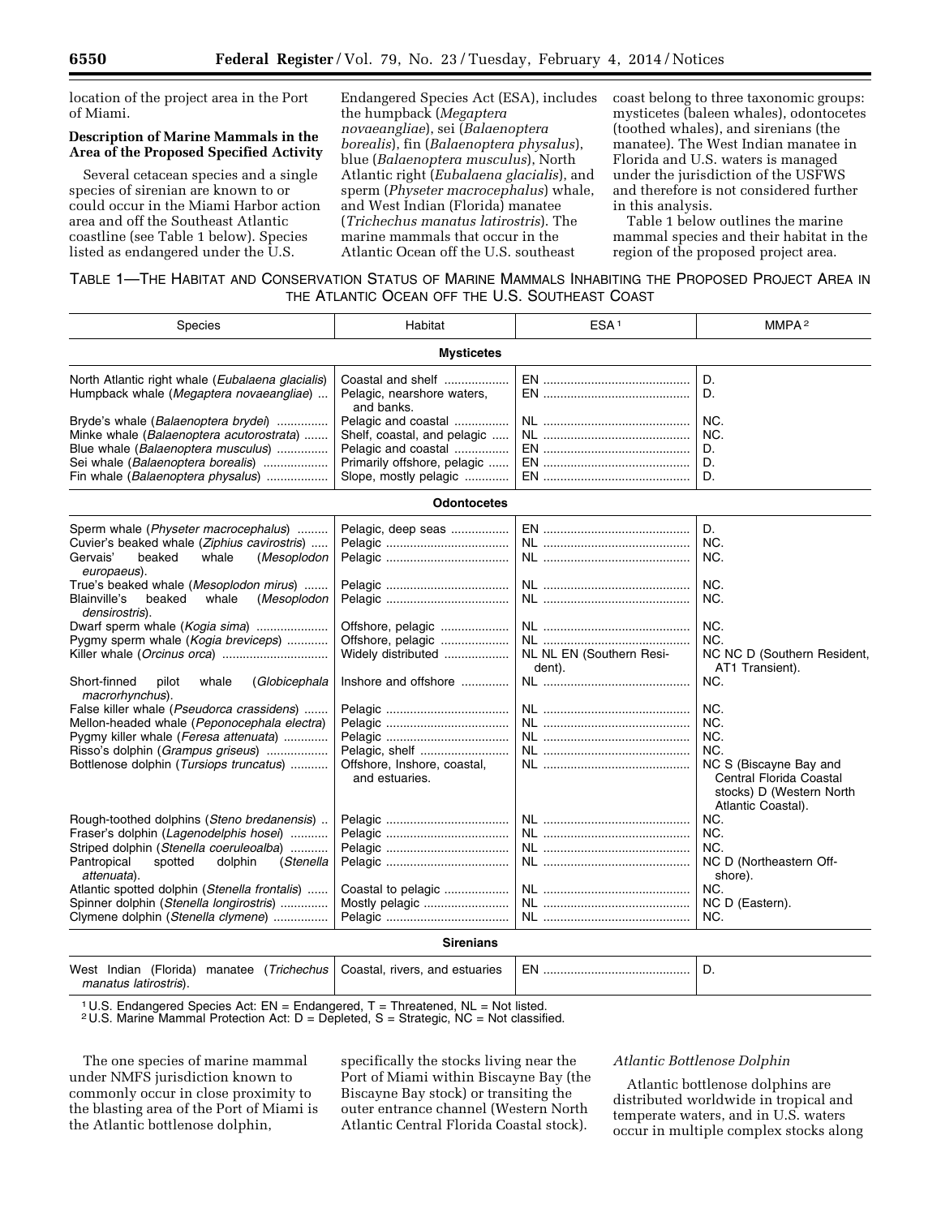location of the project area in the Port of Miami.

**Description of Marine Mammals in the Area of the Proposed Specified Activity**

Several cetacean species and a single species of sirenian are known to or could occur in the Miami Harbor action area and off the Southeast Atlantic coastline (see Table 1 below). Species listed as endangered under the U.S. Endangered Species Act (ESA), includes the humpback (*Megaptera novaeangliae*), sei (*Balaenoptera borealis*), fin (*Balaenoptera physalus*), blue (*Balaenoptera musculus*), North Atlantic right (*Eubalaena glacialis*), and sperm (*Physeter macrocephalus*) whale, and West Indian (Florida) manatee (*Trichechus manatus latirostris*). The marine mammals that occur in the Atlantic Ocean off the U.S. southeast coast belong to three taxonomic groups: mysticetes (baleen whales), odontocetes (toothed whales), and sirenians (the manatee). The West Indian manatee in Florida and U.S. waters is managed under the jurisdiction of the USFWS and therefore is not considered further in this analysis.

Table 1 below outlines the marine mammal species and their habitat in the region of the proposed project area.

TABLE 1—THE HABITAT AND CONSERVATION STATUS OF MARINE MAMMALS INHABITING THE PROPOSED PROJECT AREA IN THE ATLANTIC OCEAN OFF THE U.S. SOUTHEAST COAST

| Species | Habitat | ESA[1] | MMPA[2] |
|---|---|---|---|
| **Mysticetes** | | | |
| North Atlantic right whale (*Eubalaena glacialis*) | Coastal and shelf | EN | D. |
| Humpback whale (*Megaptera novaeangliae*) | Pelagic, nearshore waters, and banks. | EN | D. |
| Bryde's whale (*Balaenoptera brydei*) | Pelagic and coastal | NL | NC. |
| Minke whale (*Balaenoptera acutorostrata*) | Shelf, coastal, and pelagic | NL | NC. |
| Blue whale (*Balaenoptera musculus*) | Pelagic and coastal | EN | D. |
| Sei whale (*Balaenoptera borealis*) | Primarily offshore, pelagic | EN | D. |
| Fin whale (*Balaenoptera physalus*) | Slope, mostly pelagic | EN | D. |
| **Odontocetes** | | | |
| Sperm whale (*Physeter macrocephalus*) | Pelagic, deep seas | EN | D. |
| Cuvier's beaked whale (*Ziphius cavirostris*) | Pelagic | NL | NC. |
| Gervais' beaked whale (*Mesoplodon europaeus*). | Pelagic | NL | NC. |
| True's beaked whale (*Mesoplodon mirus*) | Pelagic | NL | NC. |
| Blainville's beaked whale (*Mesoplodon densirostris*). | Pelagic | NL | NC. |
| Dwarf sperm whale (*Kogia sima*) | Offshore, pelagic | NL | NC. |
| Pygmy sperm whale (*Kogia breviceps*) | Offshore, pelagic | NL | NC. |
| Killer whale (*Orcinus orca*) | Widely distributed | NL NL EN (Southern Resident). | NC NC D (Southern Resident, AT1 Transient). |
| Short-finned pilot whale (*Globicephala macrorhynchus*). | Inshore and offshore | NL | NC. |
| False killer whale (*Pseudorca crassidens*) | Pelagic | NL | NC. |
| Mellon-headed whale (*Peponocephala electra*) | Pelagic | NL | NC. |
| Pygmy killer whale (*Feresa attenuata*) | Pelagic | NL | NC. |
| Risso's dolphin (*Grampus griseus*) | Pelagic, shelf | NL | NC. |
| Bottlenose dolphin (*Tursiops truncatus*) | Offshore, Inshore, coastal, and estuaries. | NL | NC S (Biscayne Bay and Central Florida Coastal stocks) D (Western North Atlantic Coastal). |
| Rough-toothed dolphins (*Steno bredanensis*) | Pelagic | NL | NC. |
| Fraser's dolphin (*Lagenodelphis hosei*) | Pelagic | NL | NC. |
| Striped dolphin (*Stenella coeruleoalba*) | Pelagic | NL | NC. |
| Pantropical spotted dolphin (*Stenella attenuata*). | Pelagic | NL | NC D (Northeastern Offshore). |
| Atlantic spotted dolphin (*Stenella frontalis*) | Coastal to pelagic | NL | NC. |
| Spinner dolphin (*Stenella longirostris*) | Mostly pelagic | NL | NC D (Eastern). |
| Clymene dolphin (*Stenella clymene*) | Pelagic | NL | NC. |
| **Sirenians** | | | |
| West Indian (Florida) manatee (*Trichechus manatus latirostris*). | Coastal, rivers, and estuaries | EN | D. |

[1] U.S. Endangered Species Act: EN = Endangered, T = Threatened, NL = Not listed.
[2] U.S. Marine Mammal Protection Act: D = Depleted, S = Strategic, NC = Not classified.

The one species of marine mammal under NMFS jurisdiction known to commonly occur in close proximity to the blasting area of the Port of Miami is the Atlantic bottlenose dolphin, specifically the stocks living near the Port of Miami within Biscayne Bay (the Biscayne Bay stock) or transiting the outer entrance channel (Western North Atlantic Central Florida Coastal stock).

*Atlantic Bottlenose Dolphin*

Atlantic bottlenose dolphins are distributed worldwide in tropical and temperate waters, and in U.S. waters occur in multiple complex stocks along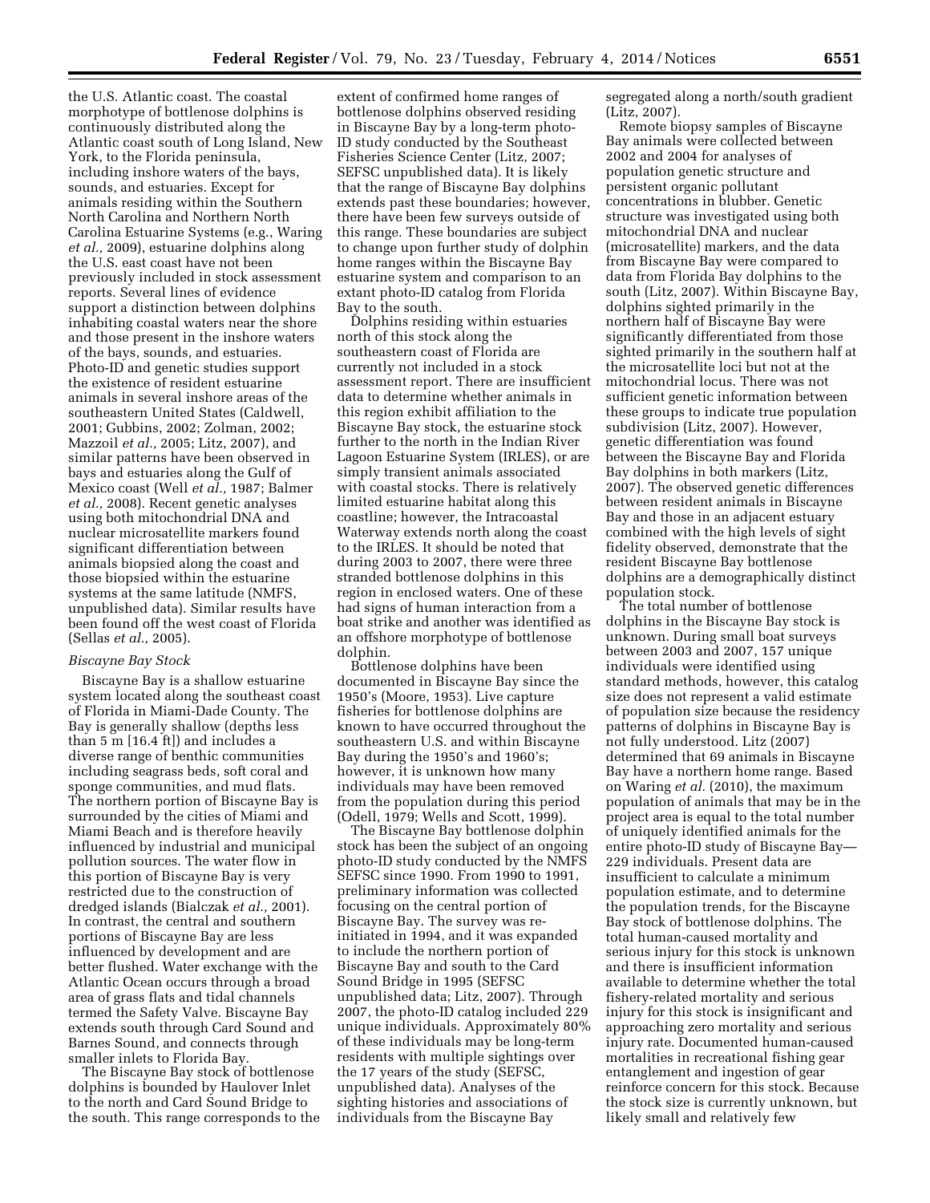the U.S. Atlantic coast. The coastal morphotype of bottlenose dolphins is continuously distributed along the Atlantic coast south of Long Island, New York, to the Florida peninsula, including inshore waters of the bays, sounds, and estuaries. Except for animals residing within the Southern North Carolina and Northern North Carolina Estuarine Systems (e.g., Waring *et al.,* 2009), estuarine dolphins along the U.S. east coast have not been previously included in stock assessment reports. Several lines of evidence support a distinction between dolphins inhabiting coastal waters near the shore and those present in the inshore waters of the bays, sounds, and estuaries. Photo-ID and genetic studies support the existence of resident estuarine animals in several inshore areas of the southeastern United States (Caldwell, 2001; Gubbins, 2002; Zolman, 2002; Mazzoil *et al.,* 2005; Litz, 2007), and similar patterns have been observed in bays and estuaries along the Gulf of Mexico coast (Well *et al.,* 1987; Balmer *et al.,* 2008). Recent genetic analyses using both mitochondrial DNA and nuclear microsatellite markers found significant differentiation between animals biopsied along the coast and those biopsied within the estuarine systems at the same latitude (NMFS, unpublished data). Similar results have been found off the west coast of Florida (Sellas *et al.,* 2005).

*Biscayne Bay Stock*

Biscayne Bay is a shallow estuarine system located along the southeast coast of Florida in Miami-Dade County. The Bay is generally shallow (depths less than 5 m [16.4 ft]) and includes a diverse range of benthic communities including seagrass beds, soft coral and sponge communities, and mud flats. The northern portion of Biscayne Bay is surrounded by the cities of Miami and Miami Beach and is therefore heavily influenced by industrial and municipal pollution sources. The water flow in this portion of Biscayne Bay is very restricted due to the construction of dredged islands (Bialczak *et al.,* 2001). In contrast, the central and southern portions of Biscayne Bay are less influenced by development and are better flushed. Water exchange with the Atlantic Ocean occurs through a broad area of grass flats and tidal channels termed the Safety Valve. Biscayne Bay extends south through Card Sound and Barnes Sound, and connects through smaller inlets to Florida Bay.

The Biscayne Bay stock of bottlenose dolphins is bounded by Haulover Inlet to the north and Card Sound Bridge to the south. This range corresponds to the extent of confirmed home ranges of bottlenose dolphins observed residing in Biscayne Bay by a long-term photo-ID study conducted by the Southeast Fisheries Science Center (Litz, 2007; SEFSC unpublished data). It is likely that the range of Biscayne Bay dolphins extends past these boundaries; however, there have been few surveys outside of this range. These boundaries are subject to change upon further study of dolphin home ranges within the Biscayne Bay estuarine system and comparison to an extant photo-ID catalog from Florida Bay to the south.

Dolphins residing within estuaries north of this stock along the southeastern coast of Florida are currently not included in a stock assessment report. There are insufficient data to determine whether animals in this region exhibit affiliation to the Biscayne Bay stock, the estuarine stock further to the north in the Indian River Lagoon Estuarine System (IRLES), or are simply transient animals associated with coastal stocks. There is relatively limited estuarine habitat along this coastline; however, the Intracoastal Waterway extends north along the coast to the IRLES. It should be noted that during 2003 to 2007, there were three stranded bottlenose dolphins in this region in enclosed waters. One of these had signs of human interaction from a boat strike and another was identified as an offshore morphotype of bottlenose dolphin.

Bottlenose dolphins have been documented in Biscayne Bay since the 1950's (Moore, 1953). Live capture fisheries for bottlenose dolphins are known to have occurred throughout the southeastern U.S. and within Biscayne Bay during the 1950's and 1960's; however, it is unknown how many individuals may have been removed from the population during this period (Odell, 1979; Wells and Scott, 1999).

The Biscayne Bay bottlenose dolphin stock has been the subject of an ongoing photo-ID study conducted by the NMFS SEFSC since 1990. From 1990 to 1991, preliminary information was collected focusing on the central portion of Biscayne Bay. The survey was re-initiated in 1994, and it was expanded to include the northern portion of Biscayne Bay and south to the Card Sound Bridge in 1995 (SEFSC unpublished data; Litz, 2007). Through 2007, the photo-ID catalog included 229 unique individuals. Approximately 80% of these individuals may be long-term residents with multiple sightings over the 17 years of the study (SEFSC, unpublished data). Analyses of the sighting histories and associations of individuals from the Biscayne Bay segregated along a north/south gradient (Litz, 2007).

Remote biopsy samples of Biscayne Bay animals were collected between 2002 and 2004 for analyses of population genetic structure and persistent organic pollutant concentrations in blubber. Genetic structure was investigated using both mitochondrial DNA and nuclear (microsatellite) markers, and the data from Biscayne Bay were compared to data from Florida Bay dolphins to the south (Litz, 2007). Within Biscayne Bay, dolphins sighted primarily in the northern half of Biscayne Bay were significantly differentiated from those sighted primarily in the southern half at the microsatellite loci but not at the mitochondrial locus. There was not sufficient genetic information between these groups to indicate true population subdivision (Litz, 2007). However, genetic differentiation was found between the Biscayne Bay and Florida Bay dolphins in both markers (Litz, 2007). The observed genetic differences between resident animals in Biscayne Bay and those in an adjacent estuary combined with the high levels of sight fidelity observed, demonstrate that the resident Biscayne Bay bottlenose dolphins are a demographically distinct population stock.

The total number of bottlenose dolphins in the Biscayne Bay stock is unknown. During small boat surveys between 2003 and 2007, 157 unique individuals were identified using standard methods, however, this catalog size does not represent a valid estimate of population size because the residency patterns of dolphins in Biscayne Bay is not fully understood. Litz (2007) determined that 69 animals in Biscayne Bay have a northern home range. Based on Waring *et al.* (2010), the maximum population of animals that may be in the project area is equal to the total number of uniquely identified animals for the entire photo-ID study of Biscayne Bay—229 individuals. Present data are insufficient to calculate a minimum population estimate, and to determine the population trends, for the Biscayne Bay stock of bottlenose dolphins. The total human-caused mortality and serious injury for this stock is unknown and there is insufficient information available to determine whether the total fishery-related mortality and serious injury for this stock is insignificant and approaching zero mortality and serious injury rate. Documented human-caused mortalities in recreational fishing gear entanglement and ingestion of gear reinforce concern for this stock. Because the stock size is currently unknown, but likely small and relatively few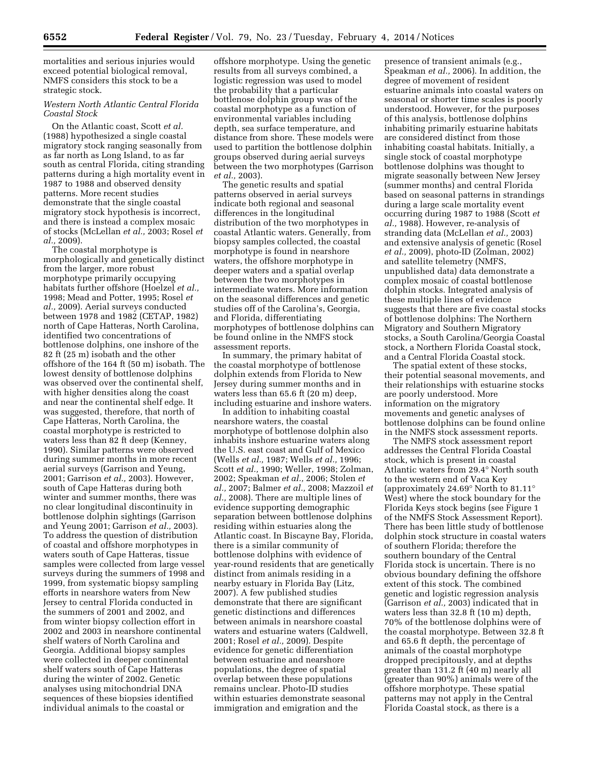mortalities and serious injuries would exceed potential biological removal, NMFS considers this stock to be a strategic stock.

### *Western North Atlantic Central Florida Coastal Stock*

On the Atlantic coast, Scott *et al.* (1988) hypothesized a single coastal migratory stock ranging seasonally from as far north as Long Island, to as far south as central Florida, citing stranding patterns during a high mortality event in 1987 to 1988 and observed density patterns. More recent studies demonstrate that the single coastal migratory stock hypothesis is incorrect, and there is instead a complex mosaic of stocks (McLellan *et al.,* 2003; Rosel *et al.,* 2009).

The coastal morphotype is morphologically and genetically distinct from the larger, more robust morphotype primarily occupying habitats further offshore (Hoelzel *et al.,* 1998; Mead and Potter, 1995; Rosel *et al.,* 2009). Aerial surveys conducted between 1978 and 1982 (CETAP, 1982) north of Cape Hatteras, North Carolina, identified two concentrations of bottlenose dolphins, one inshore of the 82 ft (25 m) isobath and the other offshore of the 164 ft (50 m) isobath. The lowest density of bottlenose dolphins was observed over the continental shelf, with higher densities along the coast and near the continental shelf edge. It was suggested, therefore, that north of Cape Hatteras, North Carolina, the coastal morphotype is restricted to waters less than 82 ft deep (Kenney, 1990). Similar patterns were observed during summer months in more recent aerial surveys (Garrison and Yeung, 2001; Garrison *et al.,* 2003). However, south of Cape Hatteras during both winter and summer months, there was no clear longitudinal discontinuity in bottlenose dolphin sightings (Garrison and Yeung 2001; Garrison *et al.,* 2003). To address the question of distribution of coastal and offshore morphotypes in waters south of Cape Hatteras, tissue samples were collected from large vessel surveys during the summers of 1998 and 1999, from systematic biopsy sampling efforts in nearshore waters from New Jersey to central Florida conducted in the summers of 2001 and 2002, and from winter biopsy collection effort in 2002 and 2003 in nearshore continental shelf waters of North Carolina and Georgia. Additional biopsy samples were collected in deeper continental shelf waters south of Cape Hatteras during the winter of 2002. Genetic analyses using mitochondrial DNA sequences of these biopsies identified individual animals to the coastal or offshore morphotype. Using the genetic results from all surveys combined, a logistic regression was used to model the probability that a particular bottlenose dolphin group was of the coastal morphotype as a function of environmental variables including depth, sea surface temperature, and distance from shore. These models were used to partition the bottlenose dolphin groups observed during aerial surveys between the two morphotypes (Garrison *et al.,* 2003).

The genetic results and spatial patterns observed in aerial surveys indicate both regional and seasonal differences in the longitudinal distribution of the two morphotypes in coastal Atlantic waters. Generally, from biopsy samples collected, the coastal morphotype is found in nearshore waters, the offshore morphotype in deeper waters and a spatial overlap between the two morphotypes in intermediate waters. More information on the seasonal differences and genetic studies off of the Carolina's, Georgia, and Florida, differentiating morphotypes of bottlenose dolphins can be found online in the NMFS stock assessment reports.

In summary, the primary habitat of the coastal morphotype of bottlenose dolphin extends from Florida to New Jersey during summer months and in waters less than 65.6 ft (20 m) deep, including estuarine and inshore waters.

In addition to inhabiting coastal nearshore waters, the coastal morphotype of bottlenose dolphin also inhabits inshore estuarine waters along the U.S. east coast and Gulf of Mexico (Wells *et al.,* 1987; Wells *et al.,* 1996; Scott *et al.,* 1990; Weller, 1998; Zolman, 2002; Speakman *et al.,* 2006; Stolen *et al.,* 2007; Balmer *et al.,* 2008; Mazzoil *et al.,* 2008). There are multiple lines of evidence supporting demographic separation between bottlenose dolphins residing within estuaries along the Atlantic coast. In Biscayne Bay, Florida, there is a similar community of bottlenose dolphins with evidence of year-round residents that are genetically distinct from animals residing in a nearby estuary in Florida Bay (Litz, 2007). A few published studies demonstrate that there are significant genetic distinctions and differences between animals in nearshore coastal waters and estuarine waters (Caldwell, 2001; Rosel *et al.,* 2009). Despite evidence for genetic differentiation between estuarine and nearshore populations, the degree of spatial overlap between these populations remains unclear. Photo-ID studies within estuaries demonstrate seasonal immigration and emigration and the presence of transient animals (e.g., Speakman *et al.,* 2006). In addition, the degree of movement of resident estuarine animals into coastal waters on seasonal or shorter time scales is poorly understood. However, for the purposes of this analysis, bottlenose dolphins inhabiting primarily estuarine habitats are considered distinct from those inhabiting coastal habitats. Initially, a single stock of coastal morphotype bottlenose dolphins was thought to migrate seasonally between New Jersey (summer months) and central Florida based on seasonal patterns in strandings during a large scale mortality event occurring during 1987 to 1988 (Scott *et al.,* 1988). However, re-analysis of stranding data (McLellan *et al.,* 2003) and extensive analysis of genetic (Rosel *et al.,* 2009), photo-ID (Zolman, 2002) and satellite telemetry (NMFS, unpublished data) data demonstrate a complex mosaic of coastal bottlenose dolphin stocks. Integrated analysis of these multiple lines of evidence suggests that there are five coastal stocks of bottlenose dolphins: The Northern Migratory and Southern Migratory stocks, a South Carolina/Georgia Coastal stock, a Northern Florida Coastal stock, and a Central Florida Coastal stock.

The spatial extent of these stocks, their potential seasonal movements, and their relationships with estuarine stocks are poorly understood. More information on the migratory movements and genetic analyses of bottlenose dolphins can be found online in the NMFS stock assessment reports.

The NMFS stock assessment report addresses the Central Florida Coastal stock, which is present in coastal Atlantic waters from 29.4° North south to the western end of Vaca Key (approximately 24.69° North to 81.11° West) where the stock boundary for the Florida Keys stock begins (see Figure 1 of the NMFS Stock Assessment Report). There has been little study of bottlenose dolphin stock structure in coastal waters of southern Florida; therefore the southern boundary of the Central Florida stock is uncertain. There is no obvious boundary defining the offshore extent of this stock. The combined genetic and logistic regression analysis (Garrison *et al.,* 2003) indicated that in waters less than 32.8 ft (10 m) depth, 70% of the bottlenose dolphins were of the coastal morphotype. Between 32.8 ft and 65.6 ft depth, the percentage of animals of the coastal morphotype dropped precipitously, and at depths greater than 131.2 ft (40 m) nearly all (greater than 90%) animals were of the offshore morphotype. These spatial patterns may not apply in the Central Florida Coastal stock, as there is a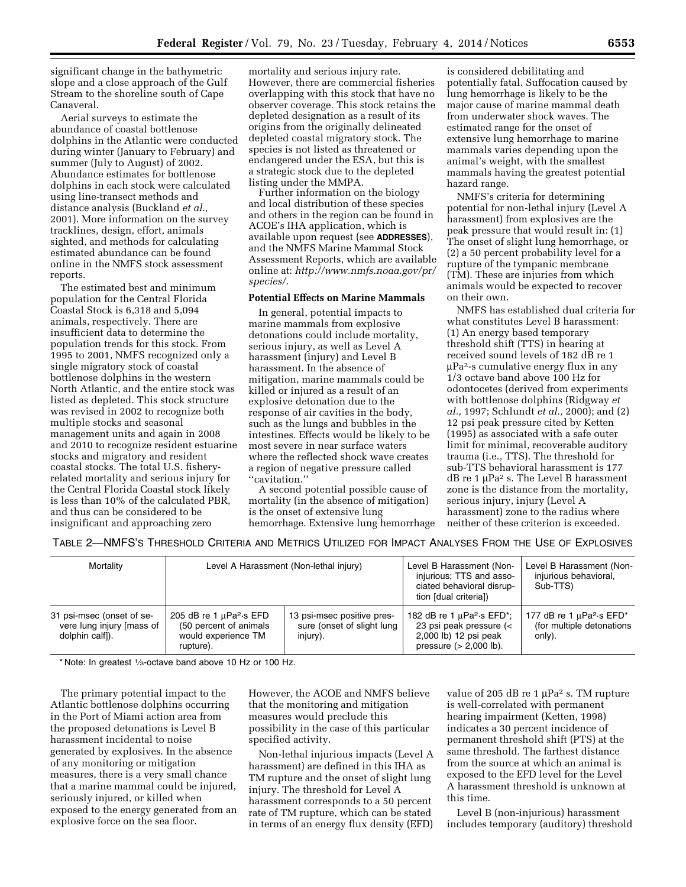significant change in the bathymetric slope and a close approach of the Gulf Stream to the shoreline south of Cape Canaveral.

Aerial surveys to estimate the abundance of coastal bottlenose dolphins in the Atlantic were conducted during winter (January to February) and summer (July to August) of 2002. Abundance estimates for bottlenose dolphins in each stock were calculated using line-transect methods and distance analysis (Buckland *et al.,* 2001). More information on the survey tracklines, design, effort, animals sighted, and methods for calculating estimated abundance can be found online in the NMFS stock assessment reports.

The estimated best and minimum population for the Central Florida Coastal Stock is 6,318 and 5,094 animals, respectively. There are insufficient data to determine the population trends for this stock. From 1995 to 2001, NMFS recognized only a single migratory stock of coastal bottlenose dolphins in the western North Atlantic, and the entire stock was listed as depleted. This stock structure was revised in 2002 to recognize both multiple stocks and seasonal management units and again in 2008 and 2010 to recognize resident estuarine stocks and migratory and resident coastal stocks. The total U.S. fishery-related mortality and serious injury for the Central Florida Coastal stock likely is less than 10% of the calculated PBR, and thus can be considered to be insignificant and approaching zero mortality and serious injury rate. However, there are commercial fisheries overlapping with this stock that have no observer coverage. This stock retains the depleted designation as a result of its origins from the originally delineated depleted coastal migratory stock. The species is not listed as threatened or endangered under the ESA, but this is a strategic stock due to the depleted listing under the MMPA.

Further information on the biology and local distribution of these species and others in the region can be found in ACOE's IHA application, which is available upon request (see **ADDRESSES**), and the NMFS Marine Mammal Stock Assessment Reports, which are available online at: *http://www.nmfs.noaa.gov/pr/species/.*

**Potential Effects on Marine Mammals**

In general, potential impacts to marine mammals from explosive detonations could include mortality, serious injury, as well as Level A harassment (injury) and Level B harassment. In the absence of mitigation, marine mammals could be killed or injured as a result of an explosive detonation due to the response of air cavities in the body, such as the lungs and bubbles in the intestines. Effects would be likely to be most severe in near surface waters where the reflected shock wave creates a region of negative pressure called ''cavitation.''

A second potential possible cause of mortality (in the absence of mitigation) is the onset of extensive lung hemorrhage. Extensive lung hemorrhage is considered debilitating and potentially fatal. Suffocation caused by lung hemorrhage is likely to be the major cause of marine mammal death from underwater shock waves. The estimated range for the onset of extensive lung hemorrhage to marine mammals varies depending upon the animal's weight, with the smallest mammals having the greatest potential hazard range.

NMFS's criteria for determining potential for non-lethal injury (Level A harassment) from explosives are the peak pressure that would result in: (1) The onset of slight lung hemorrhage, or (2) a 50 percent probability level for a rupture of the tympanic membrane (TM). These are injuries from which animals would be expected to recover on their own.

NMFS has established dual criteria for what constitutes Level B harassment: (1) An energy based temporary threshold shift (TTS) in hearing at received sound levels of 182 dB re 1 $\mu Pa^2$-s cumulative energy flux in any 1/3 octave band above 100 Hz for odontocetes (derived from experiments with bottlenose dolphins (Ridgway *et al.,* 1997; Schlundt *et al.,* 2000); and (2) 12 psi peak pressure cited by Ketten (1995) as associated with a safe outer limit for minimal, recoverable auditory trauma (i.e., TTS). The threshold for sub-TTS behavioral harassment is 177 dB re 1 $\mu Pa^2$ s. The Level B harassment zone is the distance from the mortality, serious injury, injury (Level A harassment) zone to the radius where neither of these criterion is exceeded.

TABLE 2—NMFS'S THRESHOLD CRITERIA AND METRICS UTILIZED FOR IMPACT ANALYSES FROM THE USE OF EXPLOSIVES

| Mortality | Level A Harassment (Non-lethal injury) | | Level B Harassment (Non-injurious; TTS and associated behavioral disruption [dual criteria]) | Level B Harassment (Non-injurious behavioral, Sub-TTS) |
|---|---|---|---|---|
| 31 psi-msec (onset of severe lung injury [mass of dolphin calf]). | 205 dB re 1 $\mu Pa^2$·s EFD (50 percent of animals would experience TM rupture). | 13 psi-msec positive pressure (onset of slight lung injury). | 182 dB re 1 $\mu Pa^2$·s EFD*; 23 psi peak pressure (< 2,000 lb) 12 psi peak pressure (> 2,000 lb). | 177 dB re 1 $\mu Pa^2$·s EFD* (for multiple detonations only). |

\* Note: In greatest 1/3-octave band above 10 Hz or 100 Hz.

The primary potential impact to the Atlantic bottlenose dolphins occurring in the Port of Miami action area from the proposed detonations is Level B harassment incidental to noise generated by explosives. In the absence of any monitoring or mitigation measures, there is a very small chance that a marine mammal could be injured, seriously injured, or killed when exposed to the energy generated from an explosive force on the sea floor. However, the ACOE and NMFS believe that the monitoring and mitigation measures would preclude this possibility in the case of this particular specified activity.

Non-lethal injurious impacts (Level A harassment) are defined in this IHA as TM rupture and the onset of slight lung injury. The threshold for Level A harassment corresponds to a 50 percent rate of TM rupture, which can be stated in terms of an energy flux density (EFD) value of 205 dB re 1 $\mu Pa^2$ s. TM rupture is well-correlated with permanent hearing impairment (Ketten, 1998) indicates a 30 percent incidence of permanent threshold shift (PTS) at the same threshold. The farthest distance from the source at which an animal is exposed to the EFD level for the Level A harassment threshold is unknown at this time.

Level B (non-injurious) harassment includes temporary (auditory) threshold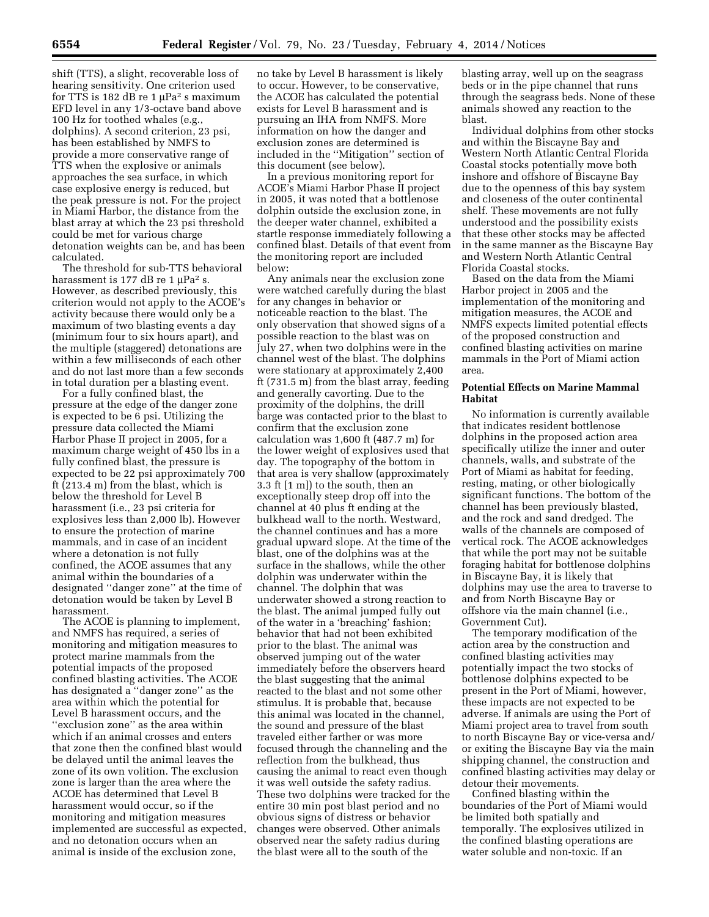shift (TTS), a slight, recoverable loss of hearing sensitivity. One criterion used for TTS is 182 dB re 1 $\mu Pa^2$ s maximum EFD level in any 1/3-octave band above 100 Hz for toothed whales (e.g., dolphins). A second criterion, 23 psi, has been established by NMFS to provide a more conservative range of TTS when the explosive or animals approaches the sea surface, in which case explosive energy is reduced, but the peak pressure is not. For the project in Miami Harbor, the distance from the blast array at which the 23 psi threshold could be met for various charge detonation weights can be, and has been calculated.

The threshold for sub-TTS behavioral harassment is 177 dB re 1 $\mu Pa^2$ s. However, as described previously, this criterion would not apply to the ACOE's activity because there would only be a maximum of two blasting events a day (minimum four to six hours apart), and the multiple (staggered) detonations are within a few milliseconds of each other and do not last more than a few seconds in total duration per a blasting event.

For a fully confined blast, the pressure at the edge of the danger zone is expected to be 6 psi. Utilizing the pressure data collected the Miami Harbor Phase II project in 2005, for a maximum charge weight of 450 lbs in a fully confined blast, the pressure is expected to be 22 psi approximately 700 ft (213.4 m) from the blast, which is below the threshold for Level B harassment (i.e., 23 psi criteria for explosives less than 2,000 lb). However to ensure the protection of marine mammals, and in case of an incident where a detonation is not fully confined, the ACOE assumes that any animal within the boundaries of a designated "danger zone" at the time of detonation would be taken by Level B harassment.

The ACOE is planning to implement, and NMFS has required, a series of monitoring and mitigation measures to protect marine mammals from the potential impacts of the proposed confined blasting activities. The ACOE has designated a "danger zone" as the area within which the potential for Level B harassment occurs, and the "exclusion zone" as the area within which if an animal crosses and enters that zone then the confined blast would be delayed until the animal leaves the zone of its own volition. The exclusion zone is larger than the area where the ACOE has determined that Level B harassment would occur, so if the monitoring and mitigation measures implemented are successful as expected, and no detonation occurs when an animal is inside of the exclusion zone, no take by Level B harassment is likely to occur. However, to be conservative, the ACOE has calculated the potential exists for Level B harassment and is pursuing an IHA from NMFS. More information on how the danger and exclusion zones are determined is included in the "Mitigation" section of this document (see below).

In a previous monitoring report for ACOE's Miami Harbor Phase II project in 2005, it was noted that a bottlenose dolphin outside the exclusion zone, in the deeper water channel, exhibited a startle response immediately following a confined blast. Details of that event from the monitoring report are included below:

Any animals near the exclusion zone were watched carefully during the blast for any changes in behavior or noticeable reaction to the blast. The only observation that showed signs of a possible reaction to the blast was on July 27, when two dolphins were in the channel west of the blast. The dolphins were stationary at approximately 2,400 ft (731.5 m) from the blast array, feeding and generally cavorting. Due to the proximity of the dolphins, the drill barge was contacted prior to the blast to confirm that the exclusion zone calculation was 1,600 ft (487.7 m) for the lower weight of explosives used that day. The topography of the bottom in that area is very shallow (approximately 3.3 ft [1 m]) to the south, then an exceptionally steep drop off into the channel at 40 plus ft ending at the bulkhead wall to the north. Westward, the channel continues and has a more gradual upward slope. At the time of the blast, one of the dolphins was at the surface in the shallows, while the other dolphin was underwater within the channel. The dolphin that was underwater showed a strong reaction to the blast. The animal jumped fully out of the water in a 'breaching' fashion; behavior that had not been exhibited prior to the blast. The animal was observed jumping out of the water immediately before the observers heard the blast suggesting that the animal reacted to the blast and not some other stimulus. It is probable that, because this animal was located in the channel, the sound and pressure of the blast traveled either farther or was more focused through the channeling and the reflection from the bulkhead, thus causing the animal to react even though it was well outside the safety radius. These two dolphins were tracked for the entire 30 min post blast period and no obvious signs of distress or behavior changes were observed. Other animals observed near the safety radius during the blast were all to the south of the blasting array, well up on the seagrass beds or in the pipe channel that runs through the seagrass beds. None of these animals showed any reaction to the blast.

Individual dolphins from other stocks and within the Biscayne Bay and Western North Atlantic Central Florida Coastal stocks potentially move both inshore and offshore of Biscayne Bay due to the openness of this bay system and closeness of the outer continental shelf. These movements are not fully understood and the possibility exists that these other stocks may be affected in the same manner as the Biscayne Bay and Western North Atlantic Central Florida Coastal stocks.

Based on the data from the Miami Harbor project in 2005 and the implementation of the monitoring and mitigation measures, the ACOE and NMFS expects limited potential effects of the proposed construction and confined blasting activities on marine mammals in the Port of Miami action area.

## Potential Effects on Marine Mammal Habitat

No information is currently available that indicates resident bottlenose dolphins in the proposed action area specifically utilize the inner and outer channels, walls, and substrate of the Port of Miami as habitat for feeding, resting, mating, or other biologically significant functions. The bottom of the channel has been previously blasted, and the rock and sand dredged. The walls of the channels are composed of vertical rock. The ACOE acknowledges that while the port may not be suitable foraging habitat for bottlenose dolphins in Biscayne Bay, it is likely that dolphins may use the area to traverse to and from North Biscayne Bay or offshore via the main channel (i.e., Government Cut).

The temporary modification of the action area by the construction and confined blasting activities may potentially impact the two stocks of bottlenose dolphins expected to be present in the Port of Miami, however, these impacts are not expected to be adverse. If animals are using the Port of Miami project area to travel from south to north Biscayne Bay or vice-versa and/or exiting the Biscayne Bay via the main shipping channel, the construction and confined blasting activities may delay or detour their movements.

Confined blasting within the boundaries of the Port of Miami would be limited both spatially and temporally. The explosives utilized in the confined blasting operations are water soluble and non-toxic. If an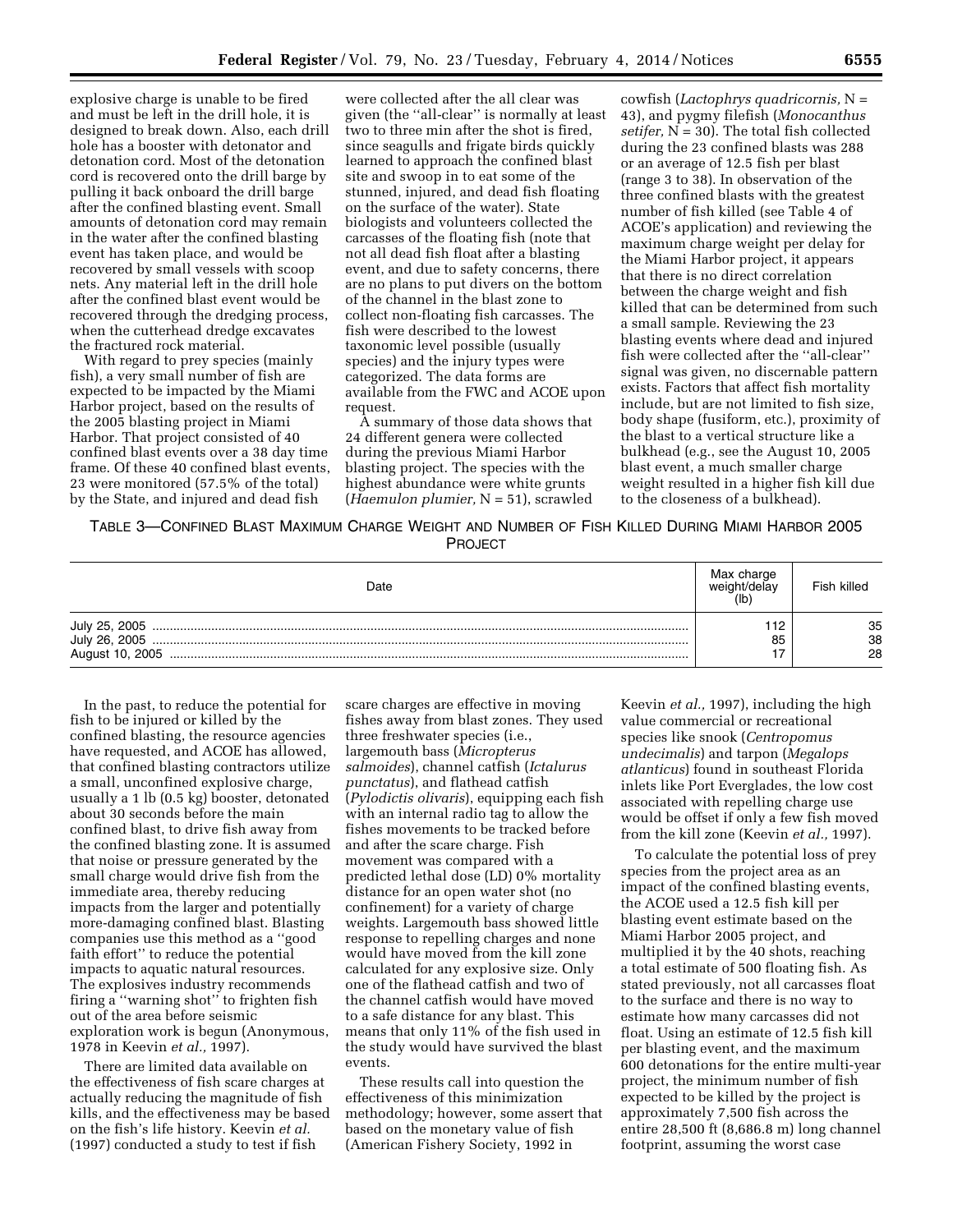explosive charge is unable to be fired and must be left in the drill hole, it is designed to break down. Also, each drill hole has a booster with detonator and detonation cord. Most of the detonation cord is recovered onto the drill barge by pulling it back onboard the drill barge after the confined blasting event. Small amounts of detonation cord may remain in the water after the confined blasting event has taken place, and would be recovered by small vessels with scoop nets. Any material left in the drill hole after the confined blast event would be recovered through the dredging process, when the cutterhead dredge excavates the fractured rock material.

With regard to prey species (mainly fish), a very small number of fish are expected to be impacted by the Miami Harbor project, based on the results of the 2005 blasting project in Miami Harbor. That project consisted of 40 confined blast events over a 38 day time frame. Of these 40 confined blast events, 23 were monitored (57.5% of the total) by the State, and injured and dead fish were collected after the all clear was given (the ''all-clear'' is normally at least two to three min after the shot is fired, since seagulls and frigate birds quickly learned to approach the confined blast site and swoop in to eat some of the stunned, injured, and dead fish floating on the surface of the water). State biologists and volunteers collected the carcasses of the floating fish (note that not all dead fish float after a blasting event, and due to safety concerns, there are no plans to put divers on the bottom of the channel in the blast zone to collect non-floating fish carcasses. The fish were described to the lowest taxonomic level possible (usually species) and the injury types were categorized. The data forms are available from the FWC and ACOE upon request.

A summary of those data shows that 24 different genera were collected during the previous Miami Harbor blasting project. The species with the highest abundance were white grunts (*Haemulon plumier,* N = 51), scrawled cowfish (*Lactophrys quadricornis,* N = 43), and pygmy filefish (*Monocanthus setifer,* N = 30). The total fish collected during the 23 confined blasts was 288 or an average of 12.5 fish per blast (range 3 to 38). In observation of the three confined blasts with the greatest number of fish killed (see Table 4 of ACOE's application) and reviewing the maximum charge weight per delay for the Miami Harbor project, it appears that there is no direct correlation between the charge weight and fish killed that can be determined from such a small sample. Reviewing the 23 blasting events where dead and injured fish were collected after the ''all-clear'' signal was given, no discernable pattern exists. Factors that affect fish mortality include, but are not limited to fish size, body shape (fusiform, etc.), proximity of the blast to a vertical structure like a bulkhead (e.g., see the August 10, 2005 blast event, a much smaller charge weight resulted in a higher fish kill due to the closeness of a bulkhead).

TABLE 3—CONFINED BLAST MAXIMUM CHARGE WEIGHT AND NUMBER OF FISH KILLED DURING MIAMI HARBOR 2005 PROJECT

| Date | Max charge weight/delay (lb) | Fish killed |
|---|---|---|
| July 25, 2005 | 112 | 35 |
| July 26, 2005 | 85 | 38 |
| August 10, 2005 | 17 | 28 |

In the past, to reduce the potential for fish to be injured or killed by the confined blasting, the resource agencies have requested, and ACOE has allowed, that confined blasting contractors utilize a small, unconfined explosive charge, usually a 1 lb (0.5 kg) booster, detonated about 30 seconds before the main confined blast, to drive fish away from the confined blasting zone. It is assumed that noise or pressure generated by the small charge would drive fish from the immediate area, thereby reducing impacts from the larger and potentially more-damaging confined blast. Blasting companies use this method as a ''good faith effort'' to reduce the potential impacts to aquatic natural resources. The explosives industry recommends firing a ''warning shot'' to frighten fish out of the area before seismic exploration work is begun (Anonymous, 1978 in Keevin *et al.,* 1997).

There are limited data available on the effectiveness of fish scare charges at actually reducing the magnitude of fish kills, and the effectiveness may be based on the fish's life history. Keevin *et al.* (1997) conducted a study to test if fish scare charges are effective in moving fishes away from blast zones. They used three freshwater species (i.e., largemouth bass (*Micropterus salmoides*), channel catfish (*Ictalurus punctatus*), and flathead catfish (*Pylodictis olivaris*), equipping each fish with an internal radio tag to allow the fishes movements to be tracked before and after the scare charge. Fish movement was compared with a predicted lethal dose (LD) 0% mortality distance for an open water shot (no confinement) for a variety of charge weights. Largemouth bass showed little response to repelling charges and none would have moved from the kill zone calculated for any explosive size. Only one of the flathead catfish and two of the channel catfish would have moved to a safe distance for any blast. This means that only 11% of the fish used in the study would have survived the blast events.

These results call into question the effectiveness of this minimization methodology; however, some assert that based on the monetary value of fish (American Fishery Society, 1992 in Keevin *et al.,* 1997), including the high value commercial or recreational species like snook (*Centropomus undecimalis*) and tarpon (*Megalops atlanticus*) found in southeast Florida inlets like Port Everglades, the low cost associated with repelling charge use would be offset if only a few fish moved from the kill zone (Keevin *et al.,* 1997).

To calculate the potential loss of prey species from the project area as an impact of the confined blasting events, the ACOE used a 12.5 fish kill per blasting event estimate based on the Miami Harbor 2005 project, and multiplied it by the 40 shots, reaching a total estimate of 500 floating fish. As stated previously, not all carcasses float to the surface and there is no way to estimate how many carcasses did not float. Using an estimate of 12.5 fish kill per blasting event, and the maximum 600 detonations for the entire multi-year project, the minimum number of fish expected to be killed by the project is approximately 7,500 fish across the entire 28,500 ft (8,686.8 m) long channel footprint, assuming the worst case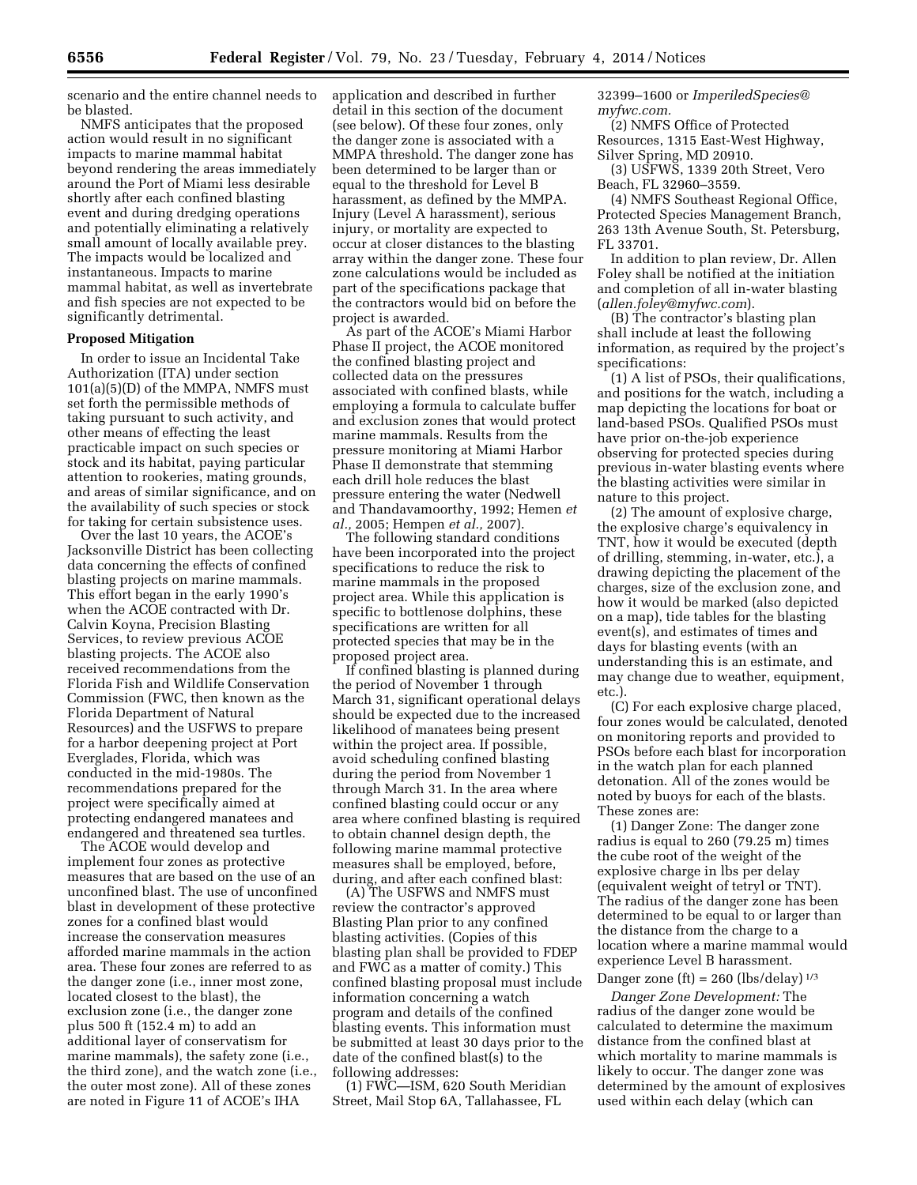scenario and the entire channel needs to be blasted.

NMFS anticipates that the proposed action would result in no significant impacts to marine mammal habitat beyond rendering the areas immediately around the Port of Miami less desirable shortly after each confined blasting event and during dredging operations and potentially eliminating a relatively small amount of locally available prey. The impacts would be localized and instantaneous. Impacts to marine mammal habitat, as well as invertebrate and fish species are not expected to be significantly detrimental.

## Proposed Mitigation

In order to issue an Incidental Take Authorization (ITA) under section 101(a)(5)(D) of the MMPA, NMFS must set forth the permissible methods of taking pursuant to such activity, and other means of effecting the least practicable impact on such species or stock and its habitat, paying particular attention to rookeries, mating grounds, and areas of similar significance, and on the availability of such species or stock for taking for certain subsistence uses.

Over the last 10 years, the ACOE's Jacksonville District has been collecting data concerning the effects of confined blasting projects on marine mammals. This effort began in the early 1990's when the ACOE contracted with Dr. Calvin Koyna, Precision Blasting Services, to review previous ACOE blasting projects. The ACOE also received recommendations from the Florida Fish and Wildlife Conservation Commission (FWC, then known as the Florida Department of Natural Resources) and the USFWS to prepare for a harbor deepening project at Port Everglades, Florida, which was conducted in the mid-1980s. The recommendations prepared for the project were specifically aimed at protecting endangered manatees and endangered and threatened sea turtles.

The ACOE would develop and implement four zones as protective measures that are based on the use of an unconfined blast. The use of unconfined blast in development of these protective zones for a confined blast would increase the conservation measures afforded marine mammals in the action area. These four zones are referred to as the danger zone (i.e., inner most zone, located closest to the blast), the exclusion zone (i.e., the danger zone plus 500 ft (152.4 m) to add an additional layer of conservatism for marine mammals), the safety zone (i.e., the third zone), and the watch zone (i.e., the outer most zone). All of these zones are noted in Figure 11 of ACOE's IHA application and described in further detail in this section of the document (see below). Of these four zones, only the danger zone is associated with a MMPA threshold. The danger zone has been determined to be larger than or equal to the threshold for Level B harassment, as defined by the MMPA. Injury (Level A harassment), serious injury, or mortality are expected to occur at closer distances to the blasting array within the danger zone. These four zone calculations would be included as part of the specifications package that the contractors would bid on before the project is awarded.

As part of the ACOE's Miami Harbor Phase II project, the ACOE monitored the confined blasting project and collected data on the pressures associated with confined blasts, while employing a formula to calculate buffer and exclusion zones that would protect marine mammals. Results from the pressure monitoring at Miami Harbor Phase II demonstrate that stemming each drill hole reduces the blast pressure entering the water (Nedwell and Thandavamoorthy, 1992; Hemen *et al.,* 2005; Hempen *et al.,* 2007).

The following standard conditions have been incorporated into the project specifications to reduce the risk to marine mammals in the proposed project area. While this application is specific to bottlenose dolphins, these specifications are written for all protected species that may be in the proposed project area.

If confined blasting is planned during the period of November 1 through March 31, significant operational delays should be expected due to the increased likelihood of manatees being present within the project area. If possible, avoid scheduling confined blasting during the period from November 1 through March 31. In the area where confined blasting could occur or any area where confined blasting is required to obtain channel design depth, the following marine mammal protective measures shall be employed, before, during, and after each confined blast:

(A) The USFWS and NMFS must review the contractor's approved Blasting Plan prior to any confined blasting activities. (Copies of this blasting plan shall be provided to FDEP and FWC as a matter of comity.) This confined blasting proposal must include information concerning a watch program and details of the confined blasting events. This information must be submitted at least 30 days prior to the date of the confined blast(s) to the following addresses:

(1) FWC—ISM, 620 South Meridian Street, Mail Stop 6A, Tallahassee, FL 32399–1600 or *ImperiledSpecies@myfwc.com.*

(2) NMFS Office of Protected Resources, 1315 East-West Highway, Silver Spring, MD 20910.

(3) USFWS, 1339 20th Street, Vero Beach, FL 32960–3559.

(4) NMFS Southeast Regional Office, Protected Species Management Branch, 263 13th Avenue South, St. Petersburg, FL 33701.

In addition to plan review, Dr. Allen Foley shall be notified at the initiation and completion of all in-water blasting (*allen.foley@myfwc.com*).

(B) The contractor's blasting plan shall include at least the following information, as required by the project's specifications:

(1) A list of PSOs, their qualifications, and positions for the watch, including a map depicting the locations for boat or land-based PSOs. Qualified PSOs must have prior on-the-job experience observing for protected species during previous in-water blasting events where the blasting activities were similar in nature to this project.

(2) The amount of explosive charge, the explosive charge's equivalency in TNT, how it would be executed (depth of drilling, stemming, in-water, etc.), a drawing depicting the placement of the charges, size of the exclusion zone, and how it would be marked (also depicted on a map), tide tables for the blasting event(s), and estimates of times and days for blasting events (with an understanding this is an estimate, and may change due to weather, equipment, etc.).

(C) For each explosive charge placed, four zones would be calculated, denoted on monitoring reports and provided to PSOs before each blast for incorporation in the watch plan for each planned detonation. All of the zones would be noted by buoys for each of the blasts. These zones are:

(1) Danger Zone: The danger zone radius is equal to 260 (79.25 m) times the cube root of the weight of the explosive charge in lbs per delay (equivalent weight of tetryl or TNT). The radius of the danger zone has been determined to be equal to or larger than the distance from the charge to a location where a marine mammal would experience Level B harassment.

Danger zone (ft) = 260 $(\text{lbs/delay})^{1/3}$

*Danger Zone Development:* The radius of the danger zone would be calculated to determine the maximum distance from the confined blast at which mortality to marine mammals is likely to occur. The danger zone was determined by the amount of explosives used within each delay (which can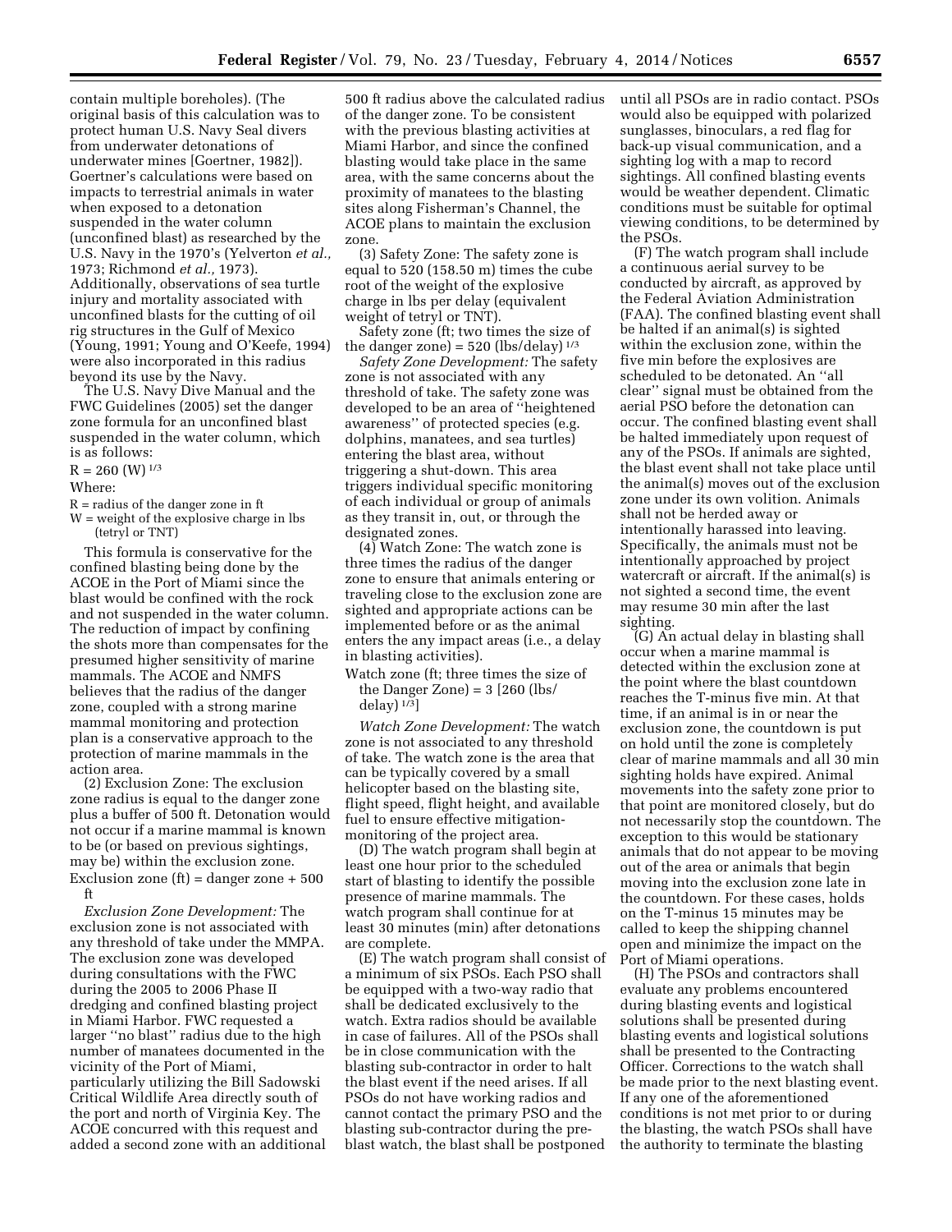contain multiple boreholes). (The original basis of this calculation was to protect human U.S. Navy Seal divers from underwater detonations of underwater mines [Goertner, 1982]). Goertner's calculations were based on impacts to terrestrial animals in water when exposed to a detonation suspended in the water column (unconfined blast) as researched by the U.S. Navy in the 1970's (Yelverton *et al.,* 1973; Richmond *et al.,* 1973). Additionally, observations of sea turtle injury and mortality associated with unconfined blasts for the cutting of oil rig structures in the Gulf of Mexico (Young, 1991; Young and O'Keefe, 1994) were also incorporated in this radius beyond its use by the Navy.

The U.S. Navy Dive Manual and the FWC Guidelines (2005) set the danger zone formula for an unconfined blast suspended in the water column, which is as follows:

$R = 260 (W)^{1/3}$

Where:

R = radius of the danger zone in ft
W = weight of the explosive charge in lbs (tetryl or TNT)

This formula is conservative for the confined blasting being done by the ACOE in the Port of Miami since the blast would be confined with the rock and not suspended in the water column. The reduction of impact by confining the shots more than compensates for the presumed higher sensitivity of marine mammals. The ACOE and NMFS believes that the radius of the danger zone, coupled with a strong marine mammal monitoring and protection plan is a conservative approach to the protection of marine mammals in the action area.

(2) Exclusion Zone: The exclusion zone radius is equal to the danger zone plus a buffer of 500 ft. Detonation would not occur if a marine mammal is known to be (or based on previous sightings, may be) within the exclusion zone.

Exclusion zone (ft) = danger zone + 500 ft

*Exclusion Zone Development:* The exclusion zone is not associated with any threshold of take under the MMPA. The exclusion zone was developed during consultations with the FWC during the 2005 to 2006 Phase II dredging and confined blasting project in Miami Harbor. FWC requested a larger "no blast" radius due to the high number of manatees documented in the vicinity of the Port of Miami, particularly utilizing the Bill Sadowski Critical Wildlife Area directly south of the port and north of Virginia Key. The ACOE concurred with this request and added a second zone with an additional 500 ft radius above the calculated radius of the danger zone. To be consistent with the previous blasting activities at Miami Harbor, and since the confined blasting would take place in the same area, with the same concerns about the proximity of manatees to the blasting sites along Fisherman's Channel, the ACOE plans to maintain the exclusion zone.

(3) Safety Zone: The safety zone is equal to 520 (158.50 m) times the cube root of the weight of the explosive charge in lbs per delay (equivalent weight of tetryl or TNT).

Safety zone (ft; two times the size of the danger zone) = 520 $(\text{lbs/delay})^{1/3}$

*Safety Zone Development:* The safety zone is not associated with any threshold of take. The safety zone was developed to be an area of "heightened awareness" of protected species (e.g. dolphins, manatees, and sea turtles) entering the blast area, without triggering a shut-down. This area triggers individual specific monitoring of each individual or group of animals as they transit in, out, or through the designated zones.

(4) Watch Zone: The watch zone is three times the radius of the danger zone to ensure that animals entering or traveling close to the exclusion zone are sighted and appropriate actions can be implemented before or as the animal enters the any impact areas (i.e., a delay in blasting activities).

Watch zone (ft; three times the size of the Danger Zone) = 3 [260 $(\text{lbs/delay})^{1/3}$]

*Watch Zone Development:* The watch zone is not associated to any threshold of take. The watch zone is the area that can be typically covered by a small helicopter based on the blasting site, flight speed, flight height, and available fuel to ensure effective mitigation-monitoring of the project area.

(D) The watch program shall begin at least one hour prior to the scheduled start of blasting to identify the possible presence of marine mammals. The watch program shall continue for at least 30 minutes (min) after detonations are complete.

(E) The watch program shall consist of a minimum of six PSOs. Each PSO shall be equipped with a two-way radio that shall be dedicated exclusively to the watch. Extra radios should be available in case of failures. All of the PSOs shall be in close communication with the blasting sub-contractor in order to halt the blast event if the need arises. If all PSOs do not have working radios and cannot contact the primary PSO and the blasting sub-contractor during the pre-blast watch, the blast shall be postponed until all PSOs are in radio contact. PSOs would also be equipped with polarized sunglasses, binoculars, a red flag for back-up visual communication, and a sighting log with a map to record sightings. All confined blasting events would be weather dependent. Climatic conditions must be suitable for optimal viewing conditions, to be determined by the PSOs.

(F) The watch program shall include a continuous aerial survey to be conducted by aircraft, as approved by the Federal Aviation Administration (FAA). The confined blasting event shall be halted if an animal(s) is sighted within the exclusion zone, within the five min before the explosives are scheduled to be detonated. An "all clear" signal must be obtained from the aerial PSO before the detonation can occur. The confined blasting event shall be halted immediately upon request of any of the PSOs. If animals are sighted, the blast event shall not take place until the animal(s) moves out of the exclusion zone under its own volition. Animals shall not be herded away or intentionally harassed into leaving. Specifically, the animals must not be intentionally approached by project watercraft or aircraft. If the animal(s) is not sighted a second time, the event may resume 30 min after the last sighting.

(G) An actual delay in blasting shall occur when a marine mammal is detected within the exclusion zone at the point where the blast countdown reaches the T-minus five min. At that time, if an animal is in or near the exclusion zone, the countdown is put on hold until the zone is completely clear of marine mammals and all 30 min sighting holds have expired. Animal movements into the safety zone prior to that point are monitored closely, but do not necessarily stop the countdown. The exception to this would be stationary animals that do not appear to be moving out of the area or animals that begin moving into the exclusion zone late in the countdown. For these cases, holds on the T-minus 15 minutes may be called to keep the shipping channel open and minimize the impact on the Port of Miami operations.

(H) The PSOs and contractors shall evaluate any problems encountered during blasting events and logistical solutions shall be presented during blasting events and logistical solutions shall be presented to the Contracting Officer. Corrections to the watch shall be made prior to the next blasting event. If any one of the aforementioned conditions is not met prior to or during the blasting, the watch PSOs shall have the authority to terminate the blasting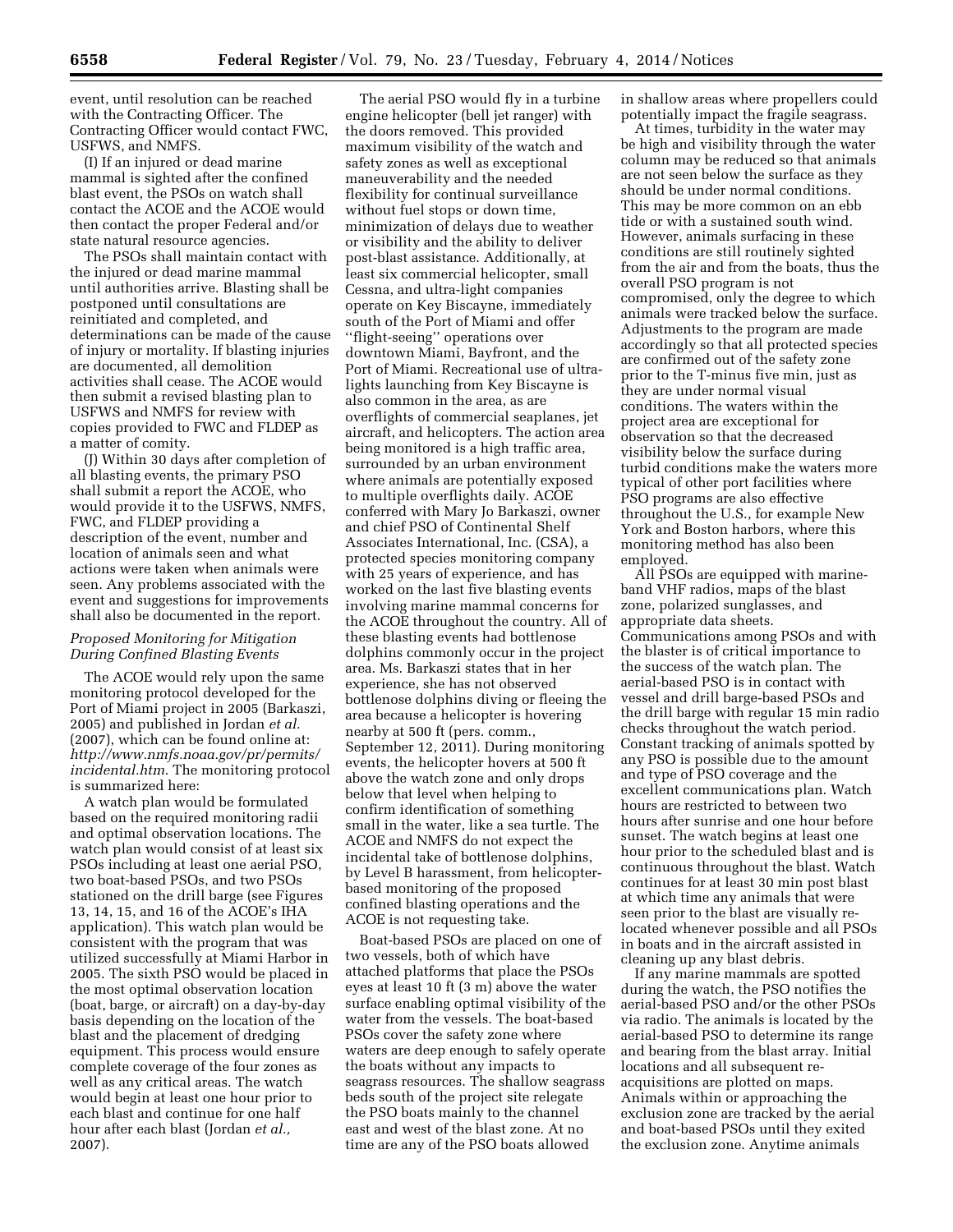event, until resolution can be reached with the Contracting Officer. The Contracting Officer would contact FWC, USFWS, and NMFS.

(I) If an injured or dead marine mammal is sighted after the confined blast event, the PSOs on watch shall contact the ACOE and the ACOE would then contact the proper Federal and/or state natural resource agencies.

The PSOs shall maintain contact with the injured or dead marine mammal until authorities arrive. Blasting shall be postponed until consultations are reinitiated and completed, and determinations can be made of the cause of injury or mortality. If blasting injuries are documented, all demolition activities shall cease. The ACOE would then submit a revised blasting plan to USFWS and NMFS for review with copies provided to FWC and FLDEP as a matter of comity.

(J) Within 30 days after completion of all blasting events, the primary PSO shall submit a report the ACOE, who would provide it to the USFWS, NMFS, FWC, and FLDEP providing a description of the event, number and location of animals seen and what actions were taken when animals were seen. Any problems associated with the event and suggestions for improvements shall also be documented in the report.

*Proposed Monitoring for Mitigation During Confined Blasting Events*

The ACOE would rely upon the same monitoring protocol developed for the Port of Miami project in 2005 (Barkaszi, 2005) and published in Jordan *et al.* (2007), which can be found online at: *http://www.nmfs.noaa.gov/pr/permits/incidental.htm*. The monitoring protocol is summarized here:

A watch plan would be formulated based on the required monitoring radii and optimal observation locations. The watch plan would consist of at least six PSOs including at least one aerial PSO, two boat-based PSOs, and two PSOs stationed on the drill barge (see Figures 13, 14, 15, and 16 of the ACOE's IHA application). This watch plan would be consistent with the program that was utilized successfully at Miami Harbor in 2005. The sixth PSO would be placed in the most optimal observation location (boat, barge, or aircraft) on a day-by-day basis depending on the location of the blast and the placement of dredging equipment. This process would ensure complete coverage of the four zones as well as any critical areas. The watch would begin at least one hour prior to each blast and continue for one half hour after each blast (Jordan *et al.,* 2007).

The aerial PSO would fly in a turbine engine helicopter (bell jet ranger) with the doors removed. This provided maximum visibility of the watch and safety zones as well as exceptional maneuverability and the needed flexibility for continual surveillance without fuel stops or down time, minimization of delays due to weather or visibility and the ability to deliver post-blast assistance. Additionally, at least six commercial helicopter, small Cessna, and ultra-light companies operate on Key Biscayne, immediately south of the Port of Miami and offer ''flight-seeing'' operations over downtown Miami, Bayfront, and the Port of Miami. Recreational use of ultra-lights launching from Key Biscayne is also common in the area, as are overflights of commercial seaplanes, jet aircraft, and helicopters. The action area being monitored is a high traffic area, surrounded by an urban environment where animals are potentially exposed to multiple overflights daily. ACOE conferred with Mary Jo Barkaszi, owner and chief PSO of Continental Shelf Associates International, Inc. (CSA), a protected species monitoring company with 25 years of experience, and has worked on the last five blasting events involving marine mammal concerns for the ACOE throughout the country. All of these blasting events had bottlenose dolphins commonly occur in the project area. Ms. Barkaszi states that in her experience, she has not observed bottlenose dolphins diving or fleeing the area because a helicopter is hovering nearby at 500 ft (pers. comm., September 12, 2011). During monitoring events, the helicopter hovers at 500 ft above the watch zone and only drops below that level when helping to confirm identification of something small in the water, like a sea turtle. The ACOE and NMFS do not expect the incidental take of bottlenose dolphins, by Level B harassment, from helicopter-based monitoring of the proposed confined blasting operations and the ACOE is not requesting take.

Boat-based PSOs are placed on one of two vessels, both of which have attached platforms that place the PSOs eyes at least 10 ft (3 m) above the water surface enabling optimal visibility of the water from the vessels. The boat-based PSOs cover the safety zone where waters are deep enough to safely operate the boats without any impacts to seagrass resources. The shallow seagrass beds south of the project site relegate the PSO boats mainly to the channel east and west of the blast zone. At no time are any of the PSO boats allowed in shallow areas where propellers could potentially impact the fragile seagrass.

At times, turbidity in the water may be high and visibility through the water column may be reduced so that animals are not seen below the surface as they should be under normal conditions. This may be more common on an ebb tide or with a sustained south wind. However, animals surfacing in these conditions are still routinely sighted from the air and from the boats, thus the overall PSO program is not compromised, only the degree to which animals were tracked below the surface. Adjustments to the program are made accordingly so that all protected species are confirmed out of the safety zone prior to the T-minus five min, just as they are under normal visual conditions. The waters within the project area are exceptional for observation so that the decreased visibility below the surface during turbid conditions make the waters more typical of other port facilities where PSO programs are also effective throughout the U.S., for example New York and Boston harbors, where this monitoring method has also been employed.

All PSOs are equipped with marine-band VHF radios, maps of the blast zone, polarized sunglasses, and appropriate data sheets. Communications among PSOs and with the blaster is of critical importance to the success of the watch plan. The aerial-based PSO is in contact with vessel and drill barge-based PSOs and the drill barge with regular 15 min radio checks throughout the watch period. Constant tracking of animals spotted by any PSO is possible due to the amount and type of PSO coverage and the excellent communications plan. Watch hours are restricted to between two hours after sunrise and one hour before sunset. The watch begins at least one hour prior to the scheduled blast and is continuous throughout the blast. Watch continues for at least 30 min post blast at which time any animals that were seen prior to the blast are visually re-located whenever possible and all PSOs in boats and in the aircraft assisted in cleaning up any blast debris.

If any marine mammals are spotted during the watch, the PSO notifies the aerial-based PSO and/or the other PSOs via radio. The animals is located by the aerial-based PSO to determine its range and bearing from the blast array. Initial locations and all subsequent re-acquisitions are plotted on maps. Animals within or approaching the exclusion zone are tracked by the aerial and boat-based PSOs until they exited the exclusion zone. Anytime animals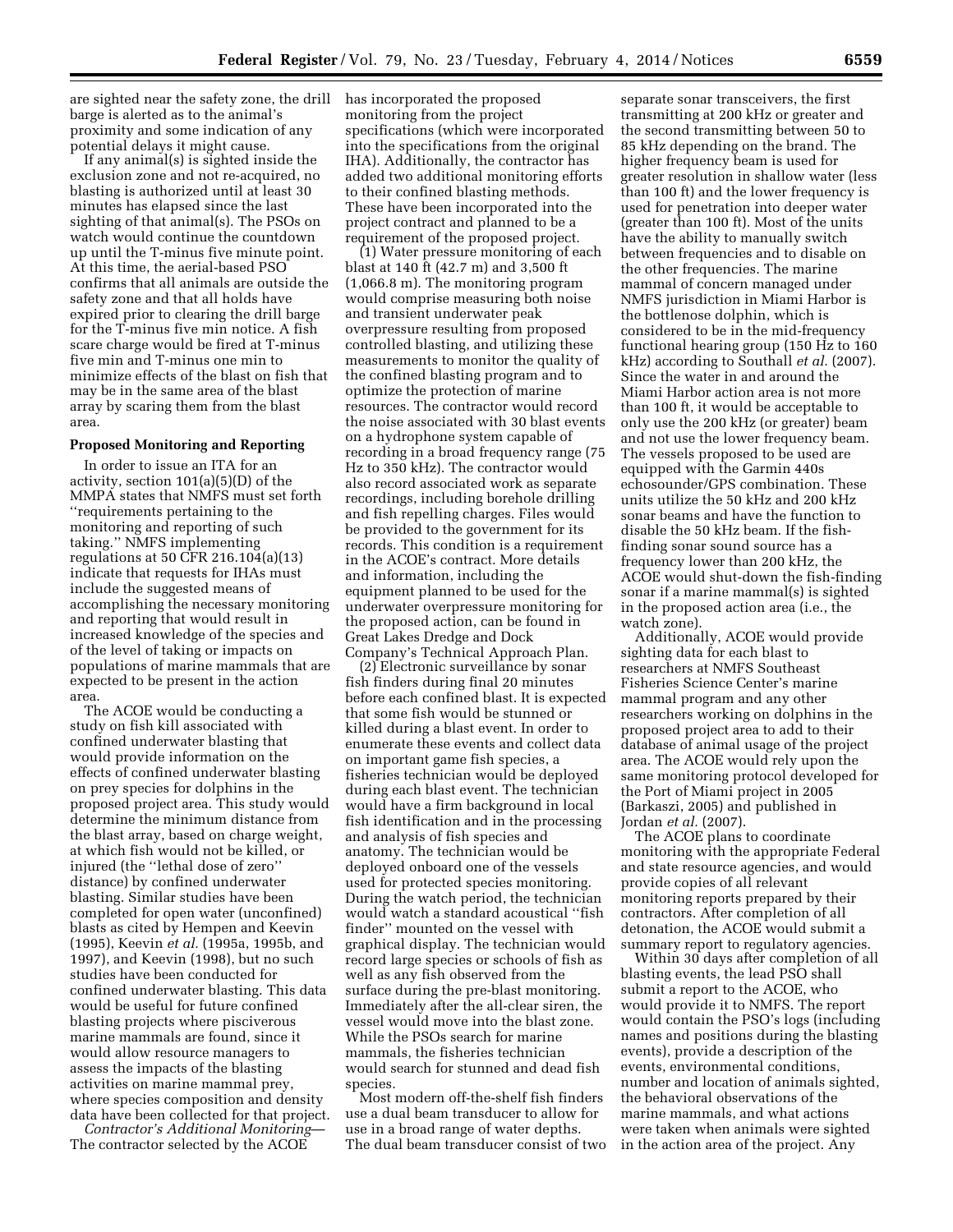are sighted near the safety zone, the drill barge is alerted as to the animal's proximity and some indication of any potential delays it might cause.

If any animal(s) is sighted inside the exclusion zone and not re-acquired, no blasting is authorized until at least 30 minutes has elapsed since the last sighting of that animal(s). The PSOs on watch would continue the countdown up until the T-minus five minute point. At this time, the aerial-based PSO confirms that all animals are outside the safety zone and that all holds have expired prior to clearing the drill barge for the T-minus five min notice. A fish scare charge would be fired at T-minus five min and T-minus one min to minimize effects of the blast on fish that may be in the same area of the blast array by scaring them from the blast area.

**Proposed Monitoring and Reporting**

In order to issue an ITA for an activity, section 101(a)(5)(D) of the MMPA states that NMFS must set forth ''requirements pertaining to the monitoring and reporting of such taking.'' NMFS implementing regulations at 50 CFR 216.104(a)(13) indicate that requests for IHAs must include the suggested means of accomplishing the necessary monitoring and reporting that would result in increased knowledge of the species and of the level of taking or impacts on populations of marine mammals that are expected to be present in the action area.

The ACOE would be conducting a study on fish kill associated with confined underwater blasting that would provide information on the effects of confined underwater blasting on prey species for dolphins in the proposed project area. This study would determine the minimum distance from the blast array, based on charge weight, at which fish would not be killed, or injured (the ''lethal dose of zero'' distance) by confined underwater blasting. Similar studies have been completed for open water (unconfined) blasts as cited by Hempen and Keevin (1995), Keevin *et al.* (1995a, 1995b, and 1997), and Keevin (1998), but no such studies have been conducted for confined underwater blasting. This data would be useful for future confined blasting projects where pisciverous marine mammals are found, since it would allow resource managers to assess the impacts of the blasting activities on marine mammal prey, where species composition and density data have been collected for that project.

*Contractor's Additional Monitoring*—The contractor selected by the ACOE has incorporated the proposed monitoring from the project specifications (which were incorporated into the specifications from the original IHA). Additionally, the contractor has added two additional monitoring efforts to their confined blasting methods. These have been incorporated into the project contract and planned to be a requirement of the proposed project.

(1) Water pressure monitoring of each blast at 140 ft (42.7 m) and 3,500 ft (1,066.8 m). The monitoring program would comprise measuring both noise and transient underwater peak overpressure resulting from proposed controlled blasting, and utilizing these measurements to monitor the quality of the confined blasting program and to optimize the protection of marine resources. The contractor would record the noise associated with 30 blast events on a hydrophone system capable of recording in a broad frequency range (75 Hz to 350 kHz). The contractor would also record associated work as separate recordings, including borehole drilling and fish repelling charges. Files would be provided to the government for its records. This condition is a requirement in the ACOE's contract. More details and information, including the equipment planned to be used for the underwater overpressure monitoring for the proposed action, can be found in Great Lakes Dredge and Dock Company's Technical Approach Plan.

(2) Electronic surveillance by sonar fish finders during final 20 minutes before each confined blast. It is expected that some fish would be stunned or killed during a blast event. In order to enumerate these events and collect data on important game fish species, a fisheries technician would be deployed during each blast event. The technician would have a firm background in local fish identification and in the processing and analysis of fish species and anatomy. The technician would be deployed onboard one of the vessels used for protected species monitoring. During the watch period, the technician would watch a standard acoustical ''fish finder'' mounted on the vessel with graphical display. The technician would record large species or schools of fish as well as any fish observed from the surface during the pre-blast monitoring. Immediately after the all-clear siren, the vessel would move into the blast zone. While the PSOs search for marine mammals, the fisheries technician would search for stunned and dead fish species.

Most modern off-the-shelf fish finders use a dual beam transducer to allow for use in a broad range of water depths. The dual beam transducer consist of two separate sonar transceivers, the first transmitting at 200 kHz or greater and the second transmitting between 50 to 85 kHz depending on the brand. The higher frequency beam is used for greater resolution in shallow water (less than 100 ft) and the lower frequency is used for penetration into deeper water (greater than 100 ft). Most of the units have the ability to manually switch between frequencies and to disable on the other frequencies. The marine mammal of concern managed under NMFS jurisdiction in Miami Harbor is the bottlenose dolphin, which is considered to be in the mid-frequency functional hearing group (150 Hz to 160 kHz) according to Southall *et al.* (2007). Since the water in and around the Miami Harbor action area is not more than 100 ft, it would be acceptable to only use the 200 kHz (or greater) beam and not use the lower frequency beam. The vessels proposed to be used are equipped with the Garmin 440s echosounder/GPS combination. These units utilize the 50 kHz and 200 kHz sonar beams and have the function to disable the 50 kHz beam. If the fish-finding sonar sound source has a frequency lower than 200 kHz, the ACOE would shut-down the fish-finding sonar if a marine mammal(s) is sighted in the proposed action area (i.e., the watch zone).

Additionally, ACOE would provide sighting data for each blast to researchers at NMFS Southeast Fisheries Science Center's marine mammal program and any other researchers working on dolphins in the proposed project area to add to their database of animal usage of the project area. The ACOE would rely upon the same monitoring protocol developed for the Port of Miami project in 2005 (Barkaszi, 2005) and published in Jordan *et al.* (2007).

The ACOE plans to coordinate monitoring with the appropriate Federal and state resource agencies, and would provide copies of all relevant monitoring reports prepared by their contractors. After completion of all detonation, the ACOE would submit a summary report to regulatory agencies.

Within 30 days after completion of all blasting events, the lead PSO shall submit a report to the ACOE, who would provide it to NMFS. The report would contain the PSO's logs (including names and positions during the blasting events), provide a description of the events, environmental conditions, number and location of animals sighted, the behavioral observations of the marine mammals, and what actions were taken when animals were sighted in the action area of the project. Any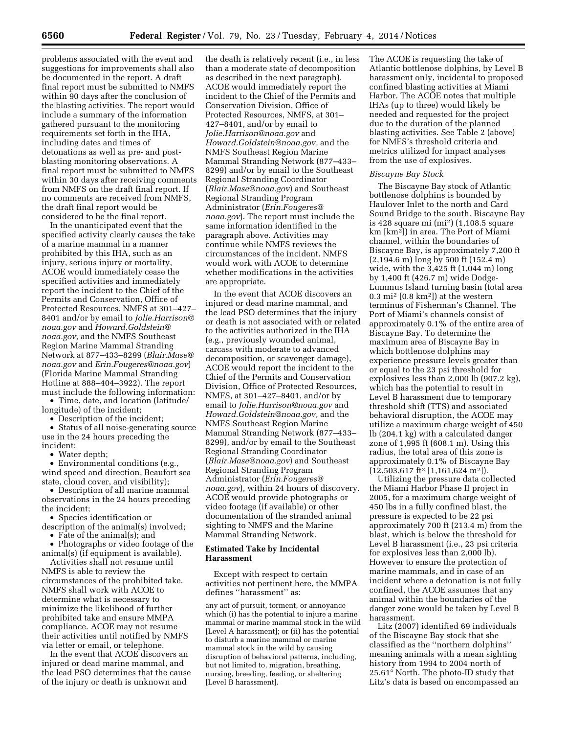problems associated with the event and suggestions for improvements shall also be documented in the report. A draft final report must be submitted to NMFS within 90 days after the conclusion of the blasting activities. The report would include a summary of the information gathered pursuant to the monitoring requirements set forth in the IHA, including dates and times of detonations as well as pre- and post-blasting monitoring observations. A final report must be submitted to NMFS within 30 days after receiving comments from NMFS on the draft final report. If no comments are received from NMFS, the draft final report would be considered to be the final report.

In the unanticipated event that the specified activity clearly causes the take of a marine mammal in a manner prohibited by this IHA, such as an injury, serious injury or mortality, ACOE would immediately cease the specified activities and immediately report the incident to the Chief of the Permits and Conservation, Office of Protected Resources, NMFS at 301–427–8401 and/or by email to *Jolie.Harrison@noaa.gov* and *Howard.Goldstein@noaa.gov,* and the NMFS Southeast Region Marine Mammal Stranding Network at 877–433–8299 (*Blair.Mase@noaa.gov* and *Erin.Fougeres@noaa.gov*) (Florida Marine Mammal Stranding Hotline at 888–404–3922). The report must include the following information:

- Time, date, and location (latitude/longitude) of the incident;
- Description of the incident;
- Status of all noise-generating source use in the 24 hours preceding the incident;
- Water depth;
- Environmental conditions (e.g., wind speed and direction, Beaufort sea state, cloud cover, and visibility);
- Description of all marine mammal observations in the 24 hours preceding the incident;
- Species identification or description of the animal(s) involved;
- Fate of the animal(s); and
- Photographs or video footage of the animal(s) (if equipment is available).

Activities shall not resume until NMFS is able to review the circumstances of the prohibited take. NMFS shall work with ACOE to determine what is necessary to minimize the likelihood of further prohibited take and ensure MMPA compliance. ACOE may not resume their activities until notified by NMFS via letter or email, or telephone.

In the event that ACOE discovers an injured or dead marine mammal, and the lead PSO determines that the cause of the injury or death is unknown and the death is relatively recent (i.e., in less than a moderate state of decomposition as described in the next paragraph), ACOE would immediately report the incident to the Chief of the Permits and Conservation Division, Office of Protected Resources, NMFS, at 301–427–8401, and/or by email to *Jolie.Harrison@noaa.gov* and *Howard.Goldstein@noaa.gov,* and the NMFS Southeast Region Marine Mammal Stranding Network (877–433–8299) and/or by email to the Southeast Regional Stranding Coordinator (*Blair.Mase@noaa.gov*) and Southeast Regional Stranding Program Administrator (*Erin.Fougeres@noaa.gov*). The report must include the same information identified in the paragraph above. Activities may continue while NMFS reviews the circumstances of the incident. NMFS would work with ACOE to determine whether modifications in the activities are appropriate.

In the event that ACOE discovers an injured or dead marine mammal, and the lead PSO determines that the injury or death is not associated with or related to the activities authorized in the IHA (e.g., previously wounded animal, carcass with moderate to advanced decomposition, or scavenger damage), ACOE would report the incident to the Chief of the Permits and Conservation Division, Office of Protected Resources, NMFS, at 301–427–8401, and/or by email to *Jolie.Harrison@noaa.gov* and *Howard.Goldstein@noaa.gov,* and the NMFS Southeast Region Marine Mammal Stranding Network (877–433–8299), and/or by email to the Southeast Regional Stranding Coordinator (*Blair.Mase@noaa.gov*) and Southeast Regional Stranding Program Administrator (*Erin.Fougeres@noaa.gov*), within 24 hours of discovery. ACOE would provide photographs or video footage (if available) or other documentation of the stranded animal sighting to NMFS and the Marine Mammal Stranding Network.

## Estimated Take by Incidental Harassment

Except with respect to certain activities not pertinent here, the MMPA defines "harassment" as:

> any act of pursuit, torment, or annoyance which (i) has the potential to injure a marine mammal or marine mammal stock in the wild [Level A harassment]; or (ii) has the potential to disturb a marine mammal or marine mammal stock in the wild by causing disruption of behavioral patterns, including, but not limited to, migration, breathing, nursing, breeding, feeding, or sheltering [Level B harassment].

The ACOE is requesting the take of Atlantic bottlenose dolphins, by Level B harassment only, incidental to proposed confined blasting activities at Miami Harbor. The ACOE notes that multiple IHAs (up to three) would likely be needed and requested for the project due to the duration of the planned blasting activities. See Table 2 (above) for NMFS's threshold criteria and metrics utilized for impact analyses from the use of explosives.

### *Biscayne Bay Stock*

The Biscayne Bay stock of Atlantic bottlenose dolphins is bounded by Haulover Inlet to the north and Card Sound Bridge to the south. Biscayne Bay is 428 square mi ($mi^2$) (1,108.5 square km [$km^2$]) in area. The Port of Miami channel, within the boundaries of Biscayne Bay, is approximately 7,200 ft (2,194.6 m) long by 500 ft (152.4 m) wide, with the 3,425 ft (1,044 m) long by 1,400 ft (426.7 m) wide Dodge-Lummus Island turning basin (total area 0.3 $mi^2$ [0.8 $km^2$]) at the western terminus of Fisherman's Channel. The Port of Miami's channels consist of approximately 0.1% of the entire area of Biscayne Bay. To determine the maximum area of Biscayne Bay in which bottlenose dolphins may experience pressure levels greater than or equal to the 23 psi threshold for explosives less than 2,000 lb (907.2 kg), which has the potential to result in Level B harassment due to temporary threshold shift (TTS) and associated behavioral disruption, the ACOE may utilize a maximum charge weight of 450 lb (204.1 kg) with a calculated danger zone of 1,995 ft (608.1 m). Using this radius, the total area of this zone is approximately 0.1% of Biscayne Bay (12,503,617 $ft^2$ [1,161,624 $m^2$]).

Utilizing the pressure data collected the Miami Harbor Phase II project in 2005, for a maximum charge weight of 450 lbs in a fully confined blast, the pressure is expected to be 22 psi approximately 700 ft (213.4 m) from the blast, which is below the threshold for Level B harassment (i.e., 23 psi criteria for explosives less than 2,000 lb). However to ensure the protection of marine mammals, and in case of an incident where a detonation is not fully confined, the ACOE assumes that any animal within the boundaries of the danger zone would be taken by Level B harassment.

Litz (2007) identified 69 individuals of the Biscayne Bay stock that she classified as the "northern dolphins" meaning animals with a mean sighting history from 1994 to 2004 north of 25.61° North. The photo-ID study that Litz's data is based on encompassed an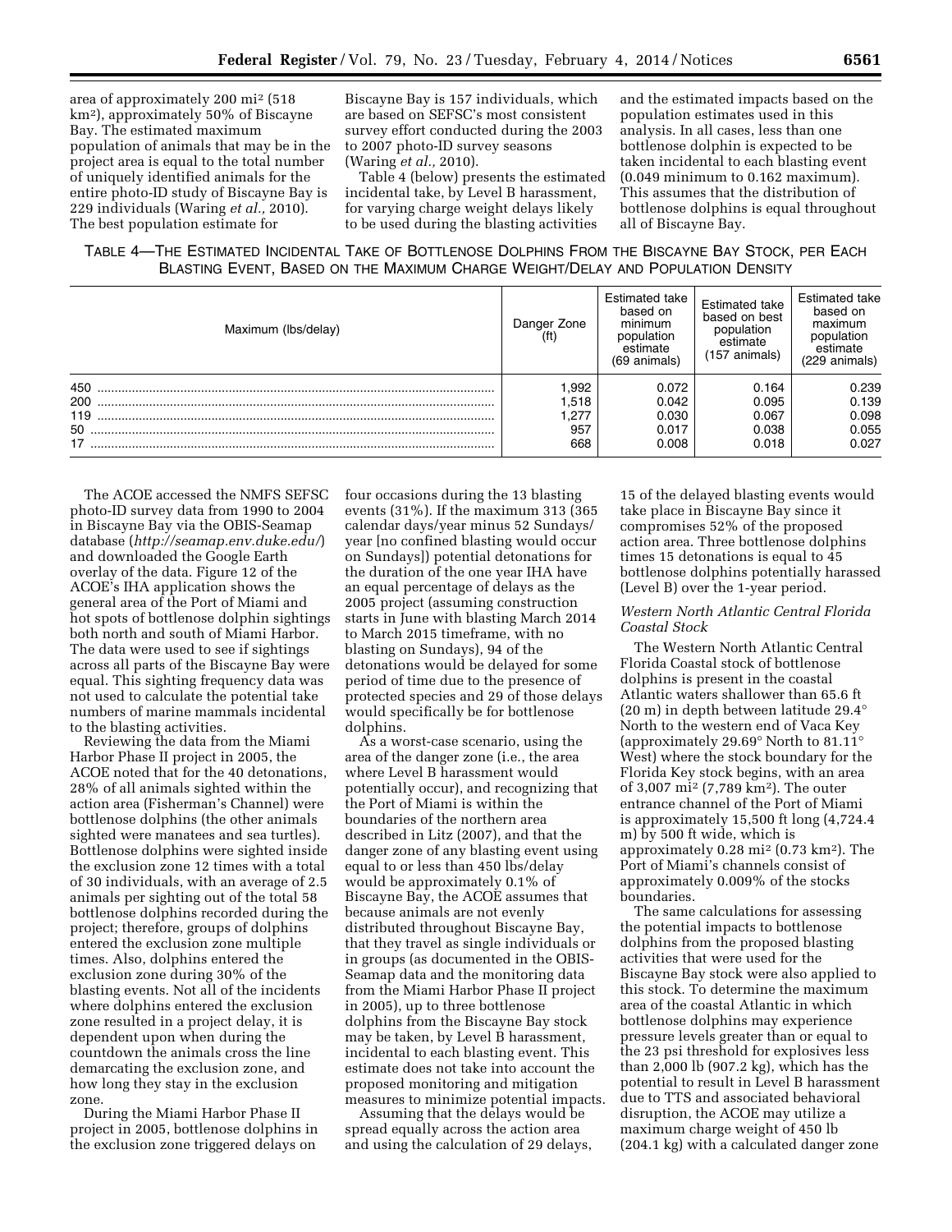area of approximately 200 mi$^2$ (518 km$^2$), approximately 50% of Biscayne Bay. The estimated maximum population of animals that may be in the project area is equal to the total number of uniquely identified animals for the entire photo-ID study of Biscayne Bay is 229 individuals (Waring *et al.,* 2010). The best population estimate for Biscayne Bay is 157 individuals, which are based on SEFSC's most consistent survey effort conducted during the 2003 to 2007 photo-ID survey seasons (Waring *et al.,* 2010).

Table 4 (below) presents the estimated incidental take, by Level B harassment, for varying charge weight delays likely to be used during the blasting activities and the estimated impacts based on the population estimates used in this analysis. In all cases, less than one bottlenose dolphin is expected to be taken incidental to each blasting event (0.049 minimum to 0.162 maximum). This assumes that the distribution of bottlenose dolphins is equal throughout all of Biscayne Bay.

TABLE 4—THE ESTIMATED INCIDENTAL TAKE OF BOTTLENOSE DOLPHINS FROM THE BISCAYNE BAY STOCK, PER EACH BLASTING EVENT, BASED ON THE MAXIMUM CHARGE WEIGHT/DELAY AND POPULATION DENSITY

| Maximum (lbs/delay) | Danger Zone (ft) | Estimated take based on minimum population estimate (69 animals) | Estimated take based on best population estimate (157 animals) | Estimated take based on maximum population estimate (229 animals) |
|---|---|---|---|---|
| 450 | 1,992 | 0.072 | 0.164 | 0.239 |
| 200 | 1,518 | 0.042 | 0.095 | 0.139 |
| 119 | 1,277 | 0.030 | 0.067 | 0.098 |
| 50 | 957 | 0.017 | 0.038 | 0.055 |
| 17 | 668 | 0.008 | 0.018 | 0.027 |

The ACOE accessed the NMFS SEFSC photo-ID survey data from 1990 to 2004 in Biscayne Bay via the OBIS-Seamap database (*http://seamap.env.duke.edu/*) and downloaded the Google Earth overlay of the data. Figure 12 of the ACOE's IHA application shows the general area of the Port of Miami and hot spots of bottlenose dolphin sightings both north and south of Miami Harbor. The data were used to see if sightings across all parts of the Biscayne Bay were equal. This sighting frequency data was not used to calculate the potential take numbers of marine mammals incidental to the blasting activities.

Reviewing the data from the Miami Harbor Phase II project in 2005, the ACOE noted that for the 40 detonations, 28% of all animals sighted within the action area (Fisherman's Channel) were bottlenose dolphins (the other animals sighted were manatees and sea turtles). Bottlenose dolphins were sighted inside the exclusion zone 12 times with a total of 30 individuals, with an average of 2.5 animals per sighting out of the total 58 bottlenose dolphins recorded during the project; therefore, groups of dolphins entered the exclusion zone multiple times. Also, dolphins entered the exclusion zone during 30% of the blasting events. Not all of the incidents where dolphins entered the exclusion zone resulted in a project delay, it is dependent upon when during the countdown the animals cross the line demarcating the exclusion zone, and how long they stay in the exclusion zone.

During the Miami Harbor Phase II project in 2005, bottlenose dolphins in the exclusion zone triggered delays on four occasions during the 13 blasting events (31%). If the maximum 313 (365 calendar days/year minus 52 Sundays/year [no confined blasting would occur on Sundays]) potential detonations for the duration of the one year IHA have an equal percentage of delays as the 2005 project (assuming construction starts in June with blasting March 2014 to March 2015 timeframe, with no blasting on Sundays), 94 of the detonations would be delayed for some period of time due to the presence of protected species and 29 of those delays would specifically be for bottlenose dolphins.

As a worst-case scenario, using the area of the danger zone (i.e., the area where Level B harassment would potentially occur), and recognizing that the Port of Miami is within the boundaries of the northern area described in Litz (2007), and that the danger zone of any blasting event using equal to or less than 450 lbs/delay would be approximately 0.1% of Biscayne Bay, the ACOE assumes that because animals are not evenly distributed throughout Biscayne Bay, that they travel as single individuals or in groups (as documented in the OBIS-Seamap data and the monitoring data from the Miami Harbor Phase II project in 2005), up to three bottlenose dolphins from the Biscayne Bay stock may be taken, by Level B harassment, incidental to each blasting event. This estimate does not take into account the proposed monitoring and mitigation measures to minimize potential impacts.

Assuming that the delays would be spread equally across the action area and using the calculation of 29 delays, 15 of the delayed blasting events would take place in Biscayne Bay since it compromises 52% of the proposed action area. Three bottlenose dolphins times 15 detonations is equal to 45 bottlenose dolphins potentially harassed (Level B) over the 1-year period.

*Western North Atlantic Central Florida Coastal Stock*

The Western North Atlantic Central Florida Coastal stock of bottlenose dolphins is present in the coastal Atlantic waters shallower than 65.6 ft (20 m) in depth between latitude 29.4° North to the western end of Vaca Key (approximately 29.69° North to 81.11° West) where the stock boundary for the Florida Key stock begins, with an area of 3,007 mi$^2$ (7,789 km$^2$). The outer entrance channel of the Port of Miami is approximately 15,500 ft long (4,724.4 m) by 500 ft wide, which is approximately 0.28 mi$^2$ (0.73 km$^2$). The Port of Miami's channels consist of approximately 0.009% of the stocks boundaries.

The same calculations for assessing the potential impacts to bottlenose dolphins from the proposed blasting activities that were used for the Biscayne Bay stock were also applied to this stock. To determine the maximum area of the coastal Atlantic in which bottlenose dolphins may experience pressure levels greater than or equal to the 23 psi threshold for explosives less than 2,000 lb (907.2 kg), which has the potential to result in Level B harassment due to TTS and associated behavioral disruption, the ACOE may utilize a maximum charge weight of 450 lb (204.1 kg) with a calculated danger zone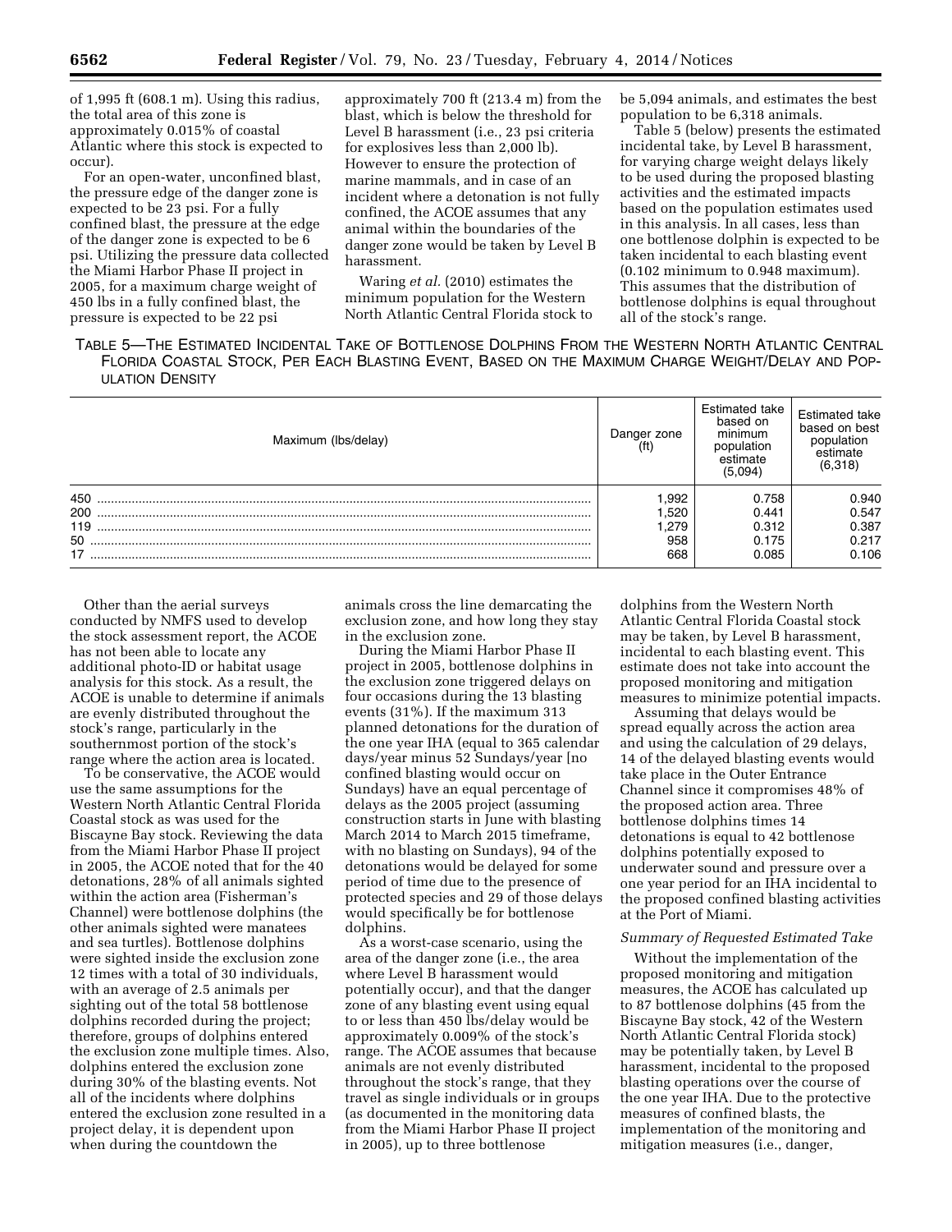of 1,995 ft (608.1 m). Using this radius, the total area of this zone is approximately 0.015% of coastal Atlantic where this stock is expected to occur).

For an open-water, unconfined blast, the pressure edge of the danger zone is expected to be 23 psi. For a fully confined blast, the pressure at the edge of the danger zone is expected to be 6 psi. Utilizing the pressure data collected the Miami Harbor Phase II project in 2005, for a maximum charge weight of 450 lbs in a fully confined blast, the pressure is expected to be 22 psi approximately 700 ft (213.4 m) from the blast, which is below the threshold for Level B harassment (i.e., 23 psi criteria for explosives less than 2,000 lb). However to ensure the protection of marine mammals, and in case of an incident where a detonation is not fully confined, the ACOE assumes that any animal within the boundaries of the danger zone would be taken by Level B harassment.

Waring *et al.* (2010) estimates the minimum population for the Western North Atlantic Central Florida stock to be 5,094 animals, and estimates the best population to be 6,318 animals.

Table 5 (below) presents the estimated incidental take, by Level B harassment, for varying charge weight delays likely to be used during the proposed blasting activities and the estimated impacts based on the population estimates used in this analysis. In all cases, less than one bottlenose dolphin is expected to be taken incidental to each blasting event (0.102 minimum to 0.948 maximum). This assumes that the distribution of bottlenose dolphins is equal throughout all of the stock's range.

TABLE 5—THE ESTIMATED INCIDENTAL TAKE OF BOTTLENOSE DOLPHINS FROM THE WESTERN NORTH ATLANTIC CENTRAL FLORIDA COASTAL STOCK, PER EACH BLASTING EVENT, BASED ON THE MAXIMUM CHARGE WEIGHT/DELAY AND POPULATION DENSITY

| Maximum (lbs/delay) | Danger zone (ft) | Estimated take based on minimum population estimate (5,094) | Estimated take based on best population estimate (6,318) |
|---|---|---|---|
| 450 | 1,992 | 0.758 | 0.940 |
| 200 | 1,520 | 0.441 | 0.547 |
| 119 | 1,279 | 0.312 | 0.387 |
| 50 | 958 | 0.175 | 0.217 |
| 17 | 668 | 0.085 | 0.106 |

Other than the aerial surveys conducted by NMFS used to develop the stock assessment report, the ACOE has not been able to locate any additional photo-ID or habitat usage analysis for this stock. As a result, the ACOE is unable to determine if animals are evenly distributed throughout the stock's range, particularly in the southernmost portion of the stock's range where the action area is located.

To be conservative, the ACOE would use the same assumptions for the Western North Atlantic Central Florida Coastal stock as was used for the Biscayne Bay stock. Reviewing the data from the Miami Harbor Phase II project in 2005, the ACOE noted that for the 40 detonations, 28% of all animals sighted within the action area (Fisherman's Channel) were bottlenose dolphins (the other animals sighted were manatees and sea turtles). Bottlenose dolphins were sighted inside the exclusion zone 12 times with a total of 30 individuals, with an average of 2.5 animals per sighting out of the total 58 bottlenose dolphins recorded during the project; therefore, groups of dolphins entered the exclusion zone multiple times. Also, dolphins entered the exclusion zone during 30% of the blasting events. Not all of the incidents where dolphins entered the exclusion zone resulted in a project delay, it is dependent upon when during the countdown the animals cross the line demarcating the exclusion zone, and how long they stay in the exclusion zone.

During the Miami Harbor Phase II project in 2005, bottlenose dolphins in the exclusion zone triggered delays on four occasions during the 13 blasting events (31%). If the maximum 313 planned detonations for the duration of the one year IHA (equal to 365 calendar days/year minus 52 Sundays/year [no confined blasting would occur on Sundays) have an equal percentage of delays as the 2005 project (assuming construction starts in June with blasting March 2014 to March 2015 timeframe, with no blasting on Sundays), 94 of the detonations would be delayed for some period of time due to the presence of protected species and 29 of those delays would specifically be for bottlenose dolphins.

As a worst-case scenario, using the area of the danger zone (i.e., the area where Level B harassment would potentially occur), and that the danger zone of any blasting event using equal to or less than 450 lbs/delay would be approximately 0.009% of the stock's range. The ACOE assumes that because animals are not evenly distributed throughout the stock's range, that they travel as single individuals or in groups (as documented in the monitoring data from the Miami Harbor Phase II project in 2005), up to three bottlenose dolphins from the Western North Atlantic Central Florida Coastal stock may be taken, by Level B harassment, incidental to each blasting event. This estimate does not take into account the proposed monitoring and mitigation measures to minimize potential impacts.

Assuming that delays would be spread equally across the action area and using the calculation of 29 delays, 14 of the delayed blasting events would take place in the Outer Entrance Channel since it compromises 48% of the proposed action area. Three bottlenose dolphins times 14 detonations is equal to 42 bottlenose dolphins potentially exposed to underwater sound and pressure over a one year period for an IHA incidental to the proposed confined blasting activities at the Port of Miami.

*Summary of Requested Estimated Take*

Without the implementation of the proposed monitoring and mitigation measures, the ACOE has calculated up to 87 bottlenose dolphins (45 from the Biscayne Bay stock, 42 of the Western North Atlantic Central Florida stock) may be potentially taken, by Level B harassment, incidental to the proposed blasting operations over the course of the one year IHA. Due to the protective measures of confined blasts, the implementation of the monitoring and mitigation measures (i.e., danger,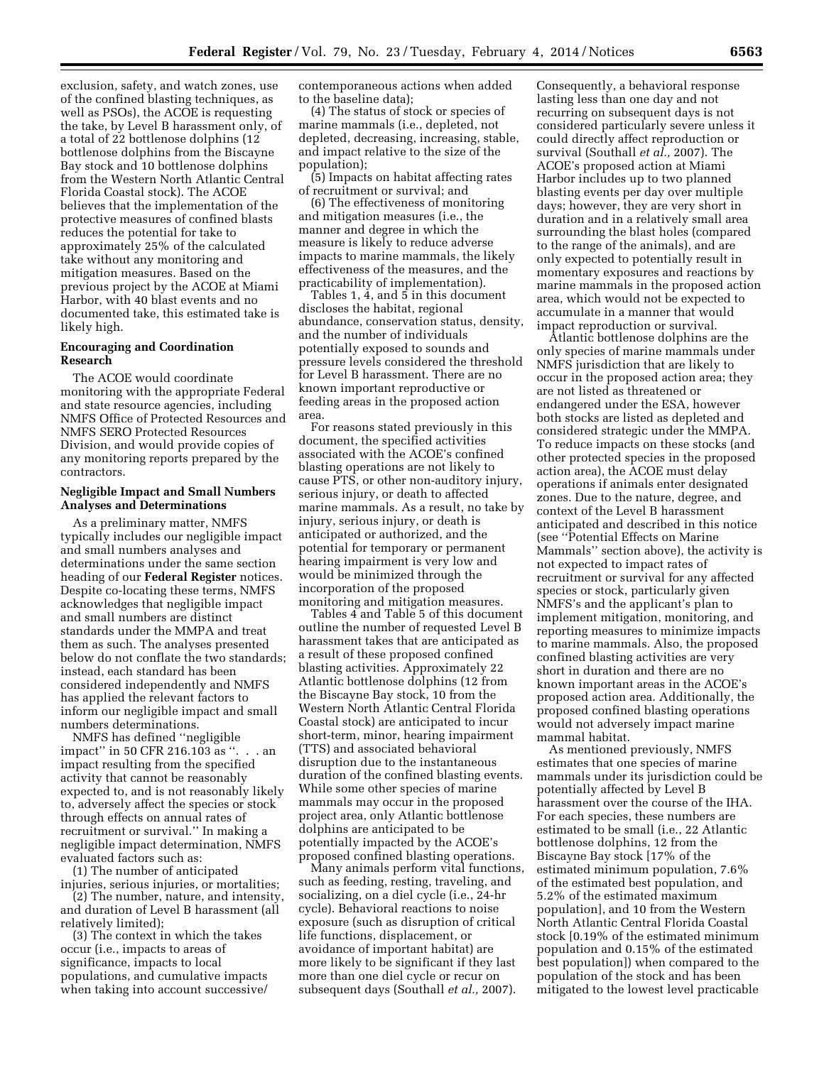exclusion, safety, and watch zones, use of the confined blasting techniques, as well as PSOs), the ACOE is requesting the take, by Level B harassment only, of a total of 22 bottlenose dolphins (12 bottlenose dolphins from the Biscayne Bay stock and 10 bottlenose dolphins from the Western North Atlantic Central Florida Coastal stock). The ACOE believes that the implementation of the protective measures of confined blasts reduces the potential for take to approximately 25% of the calculated take without any monitoring and mitigation measures. Based on the previous project by the ACOE at Miami Harbor, with 40 blast events and no documented take, this estimated take is likely high.

## Encouraging and Coordination Research

The ACOE would coordinate monitoring with the appropriate Federal and state resource agencies, including NMFS Office of Protected Resources and NMFS SERO Protected Resources Division, and would provide copies of any monitoring reports prepared by the contractors.

## Negligible Impact and Small Numbers Analyses and Determinations

As a preliminary matter, NMFS typically includes our negligible impact and small numbers analyses and determinations under the same section heading of our **Federal Register** notices. Despite co-locating these terms, NMFS acknowledges that negligible impact and small numbers are distinct standards under the MMPA and treat them as such. The analyses presented below do not conflate the two standards; instead, each standard has been considered independently and NMFS has applied the relevant factors to inform our negligible impact and small numbers determinations.

NMFS has defined ''negligible impact'' in 50 CFR 216.103 as ''. . . an impact resulting from the specified activity that cannot be reasonably expected to, and is not reasonably likely to, adversely affect the species or stock through effects on annual rates of recruitment or survival.'' In making a negligible impact determination, NMFS evaluated factors such as:

(1) The number of anticipated injuries, serious injuries, or mortalities;

(2) The number, nature, and intensity, and duration of Level B harassment (all relatively limited);

(3) The context in which the takes occur (i.e., impacts to areas of significance, impacts to local populations, and cumulative impacts when taking into account successive/contemporaneous actions when added to the baseline data);

(4) The status of stock or species of marine mammals (i.e., depleted, not depleted, decreasing, increasing, stable, and impact relative to the size of the population);

(5) Impacts on habitat affecting rates of recruitment or survival; and

(6) The effectiveness of monitoring and mitigation measures (i.e., the manner and degree in which the measure is likely to reduce adverse impacts to marine mammals, the likely effectiveness of the measures, and the practicability of implementation).

Tables 1, 4, and 5 in this document discloses the habitat, regional abundance, conservation status, density, and the number of individuals potentially exposed to sounds and pressure levels considered the threshold for Level B harassment. There are no known important reproductive or feeding areas in the proposed action area.

For reasons stated previously in this document, the specified activities associated with the ACOE's confined blasting operations are not likely to cause PTS, or other non-auditory injury, serious injury, or death to affected marine mammals. As a result, no take by injury, serious injury, or death is anticipated or authorized, and the potential for temporary or permanent hearing impairment is very low and would be minimized through the incorporation of the proposed monitoring and mitigation measures.

Tables 4 and Table 5 of this document outline the number of requested Level B harassment takes that are anticipated as a result of these proposed confined blasting activities. Approximately 22 Atlantic bottlenose dolphins (12 from the Biscayne Bay stock, 10 from the Western North Atlantic Central Florida Coastal stock) are anticipated to incur short-term, minor, hearing impairment (TTS) and associated behavioral disruption due to the instantaneous duration of the confined blasting events. While some other species of marine mammals may occur in the proposed project area, only Atlantic bottlenose dolphins are anticipated to be potentially impacted by the ACOE's proposed confined blasting operations.

Many animals perform vital functions, such as feeding, resting, traveling, and socializing, on a diel cycle (i.e., 24-hr cycle). Behavioral reactions to noise exposure (such as disruption of critical life functions, displacement, or avoidance of important habitat) are more likely to be significant if they last more than one diel cycle or recur on subsequent days (Southall *et al.,* 2007). Consequently, a behavioral response lasting less than one day and not recurring on subsequent days is not considered particularly severe unless it could directly affect reproduction or survival (Southall *et al.,* 2007). The ACOE's proposed action at Miami Harbor includes up to two planned blasting events per day over multiple days; however, they are very short in duration and in a relatively small area surrounding the blast holes (compared to the range of the animals), and are only expected to potentially result in momentary exposures and reactions by marine mammals in the proposed action area, which would not be expected to accumulate in a manner that would impact reproduction or survival.

Atlantic bottlenose dolphins are the only species of marine mammals under NMFS jurisdiction that are likely to occur in the proposed action area; they are not listed as threatened or endangered under the ESA, however both stocks are listed as depleted and considered strategic under the MMPA. To reduce impacts on these stocks (and other protected species in the proposed action area), the ACOE must delay operations if animals enter designated zones. Due to the nature, degree, and context of the Level B harassment anticipated and described in this notice (see ''Potential Effects on Marine Mammals'' section above), the activity is not expected to impact rates of recruitment or survival for any affected species or stock, particularly given NMFS's and the applicant's plan to implement mitigation, monitoring, and reporting measures to minimize impacts to marine mammals. Also, the proposed confined blasting activities are very short in duration and there are no known important areas in the ACOE's proposed action area. Additionally, the proposed confined blasting operations would not adversely impact marine mammal habitat.

As mentioned previously, NMFS estimates that one species of marine mammals under its jurisdiction could be potentially affected by Level B harassment over the course of the IHA. For each species, these numbers are estimated to be small (i.e., 22 Atlantic bottlenose dolphins, 12 from the Biscayne Bay stock [17% of the estimated minimum population, 7.6% of the estimated best population, and 5.2% of the estimated maximum population], and 10 from the Western North Atlantic Central Florida Coastal stock [0.19% of the estimated minimum population and 0.15% of the estimated best population]) when compared to the population of the stock and has been mitigated to the lowest level practicable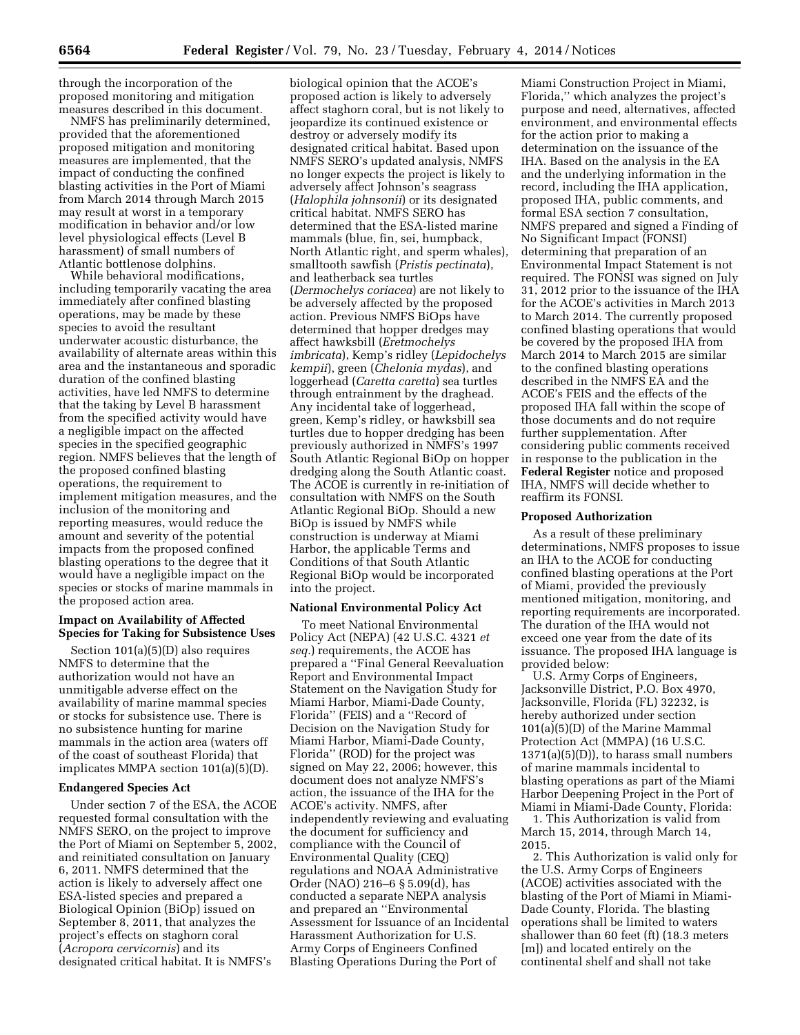through the incorporation of the proposed monitoring and mitigation measures described in this document.

NMFS has preliminarily determined, provided that the aforementioned proposed mitigation and monitoring measures are implemented, that the impact of conducting the confined blasting activities in the Port of Miami from March 2014 through March 2015 may result at worst in a temporary modification in behavior and/or low level physiological effects (Level B harassment) of small numbers of Atlantic bottlenose dolphins.

While behavioral modifications, including temporarily vacating the area immediately after confined blasting operations, may be made by these species to avoid the resultant underwater acoustic disturbance, the availability of alternate areas within this area and the instantaneous and sporadic duration of the confined blasting activities, have led NMFS to determine that the taking by Level B harassment from the specified activity would have a negligible impact on the affected species in the specified geographic region. NMFS believes that the length of the proposed confined blasting operations, the requirement to implement mitigation measures, and the inclusion of the monitoring and reporting measures, would reduce the amount and severity of the potential impacts from the proposed confined blasting operations to the degree that it would have a negligible impact on the species or stocks of marine mammals in the proposed action area.

## Impact on Availability of Affected Species for Taking for Subsistence Uses

Section 101(a)(5)(D) also requires NMFS to determine that the authorization would not have an unmitigable adverse effect on the availability of marine mammal species or stocks for subsistence use. There is no subsistence hunting for marine mammals in the action area (waters off of the coast of southeast Florida) that implicates MMPA section 101(a)(5)(D).

## Endangered Species Act

Under section 7 of the ESA, the ACOE requested formal consultation with the NMFS SERO, on the project to improve the Port of Miami on September 5, 2002, and reinitiated consultation on January 6, 2011. NMFS determined that the action is likely to adversely affect one ESA-listed species and prepared a Biological Opinion (BiOp) issued on September 8, 2011, that analyzes the project's effects on staghorn coral (*Acropora cervicornis*) and its designated critical habitat. It is NMFS's biological opinion that the ACOE's proposed action is likely to adversely affect staghorn coral, but is not likely to jeopardize its continued existence or destroy or adversely modify its designated critical habitat. Based upon NMFS SERO's updated analysis, NMFS no longer expects the project is likely to adversely affect Johnson's seagrass (*Halophila johnsonii*) or its designated critical habitat. NMFS SERO has determined that the ESA-listed marine mammals (blue, fin, sei, humpback, North Atlantic right, and sperm whales), smalltooth sawfish (*Pristis pectinata*), and leatherback sea turtles (*Dermochelys coriacea*) are not likely to be adversely affected by the proposed action. Previous NMFS BiOps have determined that hopper dredges may affect hawksbill (*Eretmochelys imbricata*), Kemp's ridley (*Lepidochelys kempii*), green (*Chelonia mydas*), and loggerhead (*Caretta caretta*) sea turtles through entrainment by the draghead. Any incidental take of loggerhead, green, Kemp's ridley, or hawksbill sea turtles due to hopper dredging has been previously authorized in NMFS's 1997 South Atlantic Regional BiOp on hopper dredging along the South Atlantic coast. The ACOE is currently in re-initiation of consultation with NMFS on the South Atlantic Regional BiOp. Should a new BiOp is issued by NMFS while construction is underway at Miami Harbor, the applicable Terms and Conditions of that South Atlantic Regional BiOp would be incorporated into the project.

## National Environmental Policy Act

To meet National Environmental Policy Act (NEPA) (42 U.S.C. 4321 *et seq.*) requirements, the ACOE has prepared a ''Final General Reevaluation Report and Environmental Impact Statement on the Navigation Study for Miami Harbor, Miami-Dade County, Florida'' (FEIS) and a ''Record of Decision on the Navigation Study for Miami Harbor, Miami-Dade County, Florida'' (ROD) for the project was signed on May 22, 2006; however, this document does not analyze NMFS's action, the issuance of the IHA for the ACOE's activity. NMFS, after independently reviewing and evaluating the document for sufficiency and compliance with the Council of Environmental Quality (CEQ) regulations and NOAA Administrative Order (NAO) 216–6 § 5.09(d), has conducted a separate NEPA analysis and prepared an ''Environmental Assessment for Issuance of an Incidental Harassment Authorization for U.S. Army Corps of Engineers Confined Blasting Operations During the Port of Miami Construction Project in Miami, Florida,'' which analyzes the project's purpose and need, alternatives, affected environment, and environmental effects for the action prior to making a determination on the issuance of the IHA. Based on the analysis in the EA and the underlying information in the record, including the IHA application, proposed IHA, public comments, and formal ESA section 7 consultation, NMFS prepared and signed a Finding of No Significant Impact (FONSI) determining that preparation of an Environmental Impact Statement is not required. The FONSI was signed on July 31, 2012 prior to the issuance of the IHA for the ACOE's activities in March 2013 to March 2014. The currently proposed confined blasting operations that would be covered by the proposed IHA from March 2014 to March 2015 are similar to the confined blasting operations described in the NMFS EA and the ACOE's FEIS and the effects of the proposed IHA fall within the scope of those documents and do not require further supplementation. After considering public comments received in response to the publication in the **Federal Register** notice and proposed IHA, NMFS will decide whether to reaffirm its FONSI.

## Proposed Authorization

As a result of these preliminary determinations, NMFS proposes to issue an IHA to the ACOE for conducting confined blasting operations at the Port of Miami, provided the previously mentioned mitigation, monitoring, and reporting requirements are incorporated. The duration of the IHA would not exceed one year from the date of its issuance. The proposed IHA language is provided below:

U.S. Army Corps of Engineers, Jacksonville District, P.O. Box 4970, Jacksonville, Florida (FL) 32232, is hereby authorized under section 101(a)(5)(D) of the Marine Mammal Protection Act (MMPA) (16 U.S.C. 1371(a)(5)(D)), to harass small numbers of marine mammals incidental to blasting operations as part of the Miami Harbor Deepening Project in the Port of Miami in Miami-Dade County, Florida:

1. This Authorization is valid from March 15, 2014, through March 14, 2015.

2. This Authorization is valid only for the U.S. Army Corps of Engineers (ACOE) activities associated with the blasting of the Port of Miami in Miami-Dade County, Florida. The blasting operations shall be limited to waters shallower than 60 feet (ft) (18.3 meters [m]) and located entirely on the continental shelf and shall not take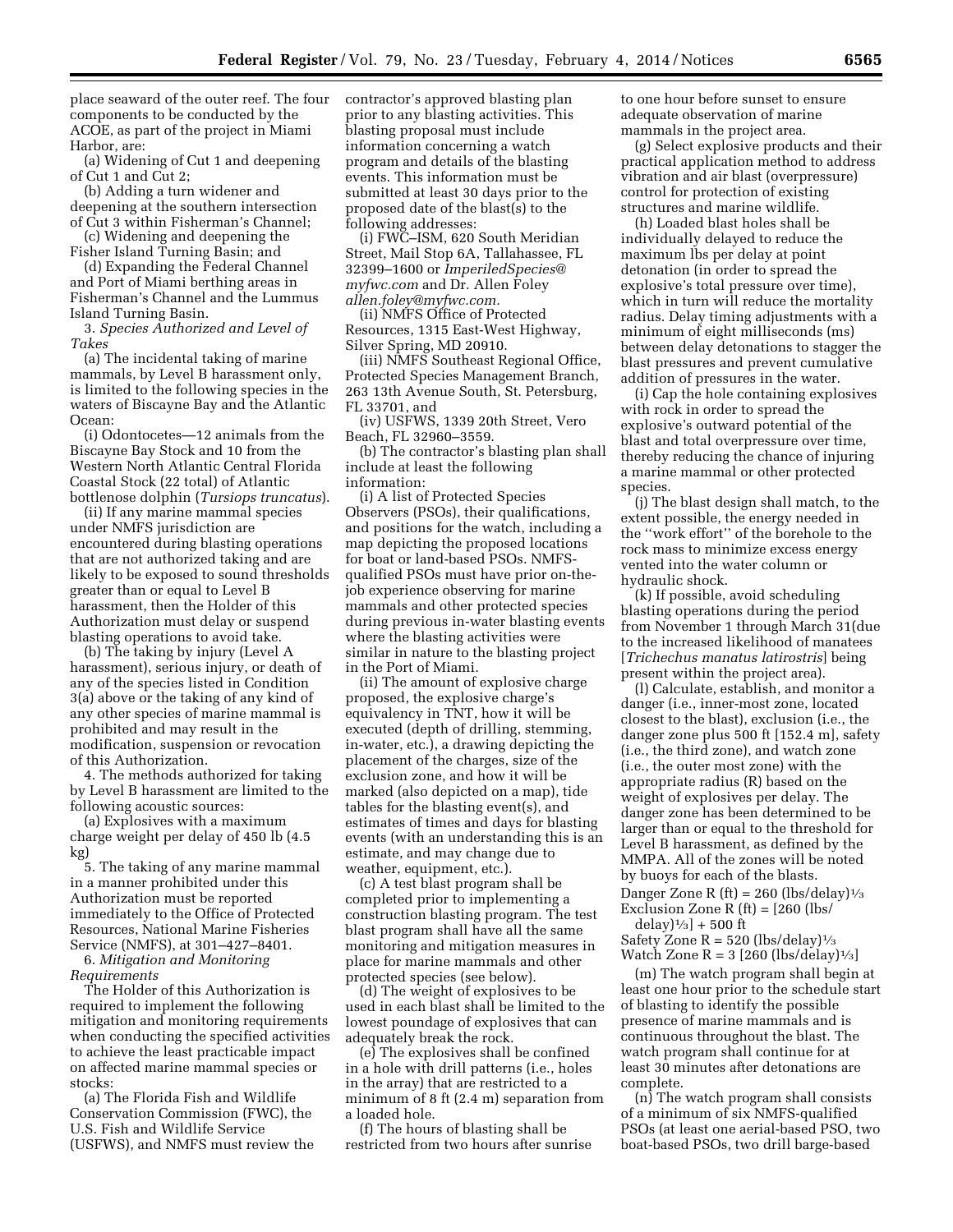place seaward of the outer reef. The four components to be conducted by the ACOE, as part of the project in Miami Harbor, are:

(a) Widening of Cut 1 and deepening of Cut 1 and Cut 2;

(b) Adding a turn widener and deepening at the southern intersection of Cut 3 within Fisherman's Channel;

(c) Widening and deepening the Fisher Island Turning Basin; and

(d) Expanding the Federal Channel and Port of Miami berthing areas in Fisherman's Channel and the Lummus Island Turning Basin.

3. *Species Authorized and Level of Takes*

(a) The incidental taking of marine mammals, by Level B harassment only, is limited to the following species in the waters of Biscayne Bay and the Atlantic Ocean:

(i) Odontocetes—12 animals from the Biscayne Bay Stock and 10 from the Western North Atlantic Central Florida Coastal Stock (22 total) of Atlantic bottlenose dolphin (*Tursiops truncatus*).

(ii) If any marine mammal species under NMFS jurisdiction are encountered during blasting operations that are not authorized taking and are likely to be exposed to sound thresholds greater than or equal to Level B harassment, then the Holder of this Authorization must delay or suspend blasting operations to avoid take.

(b) The taking by injury (Level A harassment), serious injury, or death of any of the species listed in Condition 3(a) above or the taking of any kind of any other species of marine mammal is prohibited and may result in the modification, suspension or revocation of this Authorization.

4. The methods authorized for taking by Level B harassment are limited to the following acoustic sources:

(a) Explosives with a maximum charge weight per delay of 450 lb (4.5 kg)

5. The taking of any marine mammal in a manner prohibited under this Authorization must be reported immediately to the Office of Protected Resources, National Marine Fisheries Service (NMFS), at 301–427–8401.

6. *Mitigation and Monitoring Requirements*

The Holder of this Authorization is required to implement the following mitigation and monitoring requirements when conducting the specified activities to achieve the least practicable impact on affected marine mammal species or stocks:

(a) The Florida Fish and Wildlife Conservation Commission (FWC), the U.S. Fish and Wildlife Service (USFWS), and NMFS must review the contractor's approved blasting plan prior to any blasting activities. This blasting proposal must include information concerning a watch program and details of the blasting events. This information must be submitted at least 30 days prior to the proposed date of the blast(s) to the following addresses:

(i) FWC–ISM, 620 South Meridian Street, Mail Stop 6A, Tallahassee, FL 32399–1600 or *ImperiledSpecies@myfwc.com* and Dr. Allen Foley *allen.foley@myfwc.com.*

(ii) NMFS Office of Protected Resources, 1315 East-West Highway, Silver Spring, MD 20910.

(iii) NMFS Southeast Regional Office, Protected Species Management Branch, 263 13th Avenue South, St. Petersburg, FL 33701, and

(iv) USFWS, 1339 20th Street, Vero Beach, FL 32960–3559.

(b) The contractor's blasting plan shall include at least the following information:

(i) A list of Protected Species Observers (PSOs), their qualifications, and positions for the watch, including a map depicting the proposed locations for boat or land-based PSOs. NMFS-qualified PSOs must have prior on-the-job experience observing for marine mammals and other protected species during previous in-water blasting events where the blasting activities were similar in nature to the blasting project in the Port of Miami.

(ii) The amount of explosive charge proposed, the explosive charge's equivalency in TNT, how it will be executed (depth of drilling, stemming, in-water, etc.), a drawing depicting the placement of the charges, size of the exclusion zone, and how it will be marked (also depicted on a map), tide tables for the blasting event(s), and estimates of times and days for blasting events (with an understanding this is an estimate, and may change due to weather, equipment, etc.).

(c) A test blast program shall be completed prior to implementing a construction blasting program. The test blast program shall have all the same monitoring and mitigation measures in place for marine mammals and other protected species (see below).

(d) The weight of explosives to be used in each blast shall be limited to the lowest poundage of explosives that can adequately break the rock.

(e) The explosives shall be confined in a hole with drill patterns (i.e., holes in the array) that are restricted to a minimum of 8 ft (2.4 m) separation from a loaded hole.

(f) The hours of blasting shall be restricted from two hours after sunrise to one hour before sunset to ensure adequate observation of marine mammals in the project area.

(g) Select explosive products and their practical application method to address vibration and air blast (overpressure) control for protection of existing structures and marine wildlife.

(h) Loaded blast holes shall be individually delayed to reduce the maximum lbs per delay at point detonation (in order to spread the explosive's total pressure over time), which in turn will reduce the mortality radius. Delay timing adjustments with a minimum of eight milliseconds (ms) between delay detonations to stagger the blast pressures and prevent cumulative addition of pressures in the water.

(i) Cap the hole containing explosives with rock in order to spread the explosive's outward potential of the blast and total overpressure over time, thereby reducing the chance of injuring a marine mammal or other protected species.

(j) The blast design shall match, to the extent possible, the energy needed in the "work effort" of the borehole to the rock mass to minimize excess energy vented into the water column or hydraulic shock.

(k) If possible, avoid scheduling blasting operations during the period from November 1 through March 31(due to the increased likelihood of manatees [*Trichechus manatus latirostris*] being present within the project area).

(l) Calculate, establish, and monitor a danger (i.e., inner-most zone, located closest to the blast), exclusion (i.e., the danger zone plus 500 ft [152.4 m], safety (i.e., the third zone), and watch zone (i.e., the outer most zone) with the appropriate radius (R) based on the weight of explosives per delay. The danger zone has been determined to be larger than or equal to the threshold for Level B harassment, as defined by the MMPA. All of the zones will be noted by buoys for each of the blasts.

Danger Zone R (ft) = 260 $(\text{lbs/delay})^{1/3}$

Exclusion Zone R (ft) = [260 $(\text{lbs/delay})^{1/3}$] + 500 ft

Safety Zone R = 520 $(\text{lbs/delay})^{1/3}$

Watch Zone R = 3 [260 $(\text{lbs/delay})^{1/3}$]

(m) The watch program shall begin at least one hour prior to the schedule start of blasting to identify the possible presence of marine mammals and is continuous throughout the blast. The watch program shall continue for at least 30 minutes after detonations are complete.

(n) The watch program shall consists of a minimum of six NMFS-qualified PSOs (at least one aerial-based PSO, two boat-based PSOs, two drill barge-based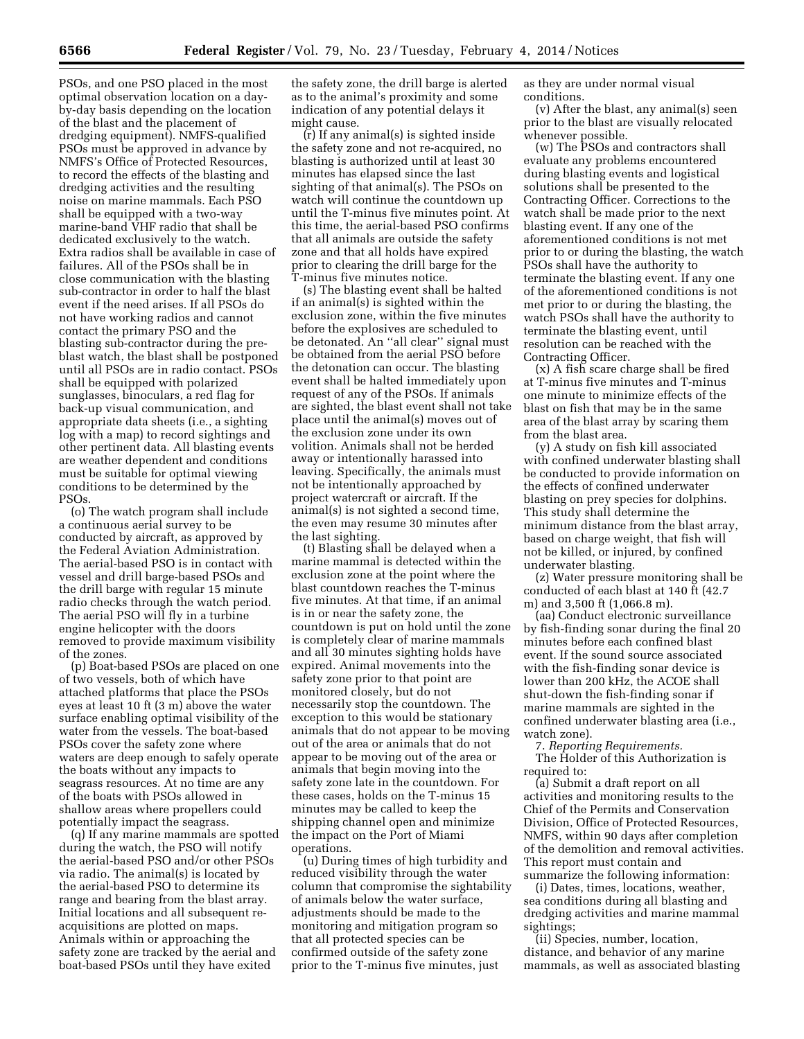PSOs, and one PSO placed in the most optimal observation location on a day-by-day basis depending on the location of the blast and the placement of dredging equipment). NMFS-qualified PSOs must be approved in advance by NMFS's Office of Protected Resources, to record the effects of the blasting and dredging activities and the resulting noise on marine mammals. Each PSO shall be equipped with a two-way marine-band VHF radio that shall be dedicated exclusively to the watch. Extra radios shall be available in case of failures. All of the PSOs shall be in close communication with the blasting sub-contractor in order to half the blast event if the need arises. If all PSOs do not have working radios and cannot contact the primary PSO and the blasting sub-contractor during the pre-blast watch, the blast shall be postponed until all PSOs are in radio contact. PSOs shall be equipped with polarized sunglasses, binoculars, a red flag for back-up visual communication, and appropriate data sheets (i.e., a sighting log with a map) to record sightings and other pertinent data. All blasting events are weather dependent and conditions must be suitable for optimal viewing conditions to be determined by the PSOs.

(o) The watch program shall include a continuous aerial survey to be conducted by aircraft, as approved by the Federal Aviation Administration. The aerial-based PSO is in contact with vessel and drill barge-based PSOs and the drill barge with regular 15 minute radio checks through the watch period. The aerial PSO will fly in a turbine engine helicopter with the doors removed to provide maximum visibility of the zones.

(p) Boat-based PSOs are placed on one of two vessels, both of which have attached platforms that place the PSOs eyes at least 10 ft (3 m) above the water surface enabling optimal visibility of the water from the vessels. The boat-based PSOs cover the safety zone where waters are deep enough to safely operate the boats without any impacts to seagrass resources. At no time are any of the boats with PSOs allowed in shallow areas where propellers could potentially impact the seagrass.

(q) If any marine mammals are spotted during the watch, the PSO will notify the aerial-based PSO and/or other PSOs via radio. The animal(s) is located by the aerial-based PSO to determine its range and bearing from the blast array. Initial locations and all subsequent re-acquisitions are plotted on maps. Animals within or approaching the safety zone are tracked by the aerial and boat-based PSOs until they have exited the safety zone, the drill barge is alerted as to the animal's proximity and some indication of any potential delays it might cause.

(r) If any animal(s) is sighted inside the safety zone and not re-acquired, no blasting is authorized until at least 30 minutes has elapsed since the last sighting of that animal(s). The PSOs on watch will continue the countdown up until the T-minus five minutes point. At this time, the aerial-based PSO confirms that all animals are outside the safety zone and that all holds have expired prior to clearing the drill barge for the T-minus five minutes notice.

(s) The blasting event shall be halted if an animal(s) is sighted within the exclusion zone, within the five minutes before the explosives are scheduled to be detonated. An "all clear" signal must be obtained from the aerial PSO before the detonation can occur. The blasting event shall be halted immediately upon request of any of the PSOs. If animals are sighted, the blast event shall not take place until the animal(s) moves out of the exclusion zone under its own volition. Animals shall not be herded away or intentionally harassed into leaving. Specifically, the animals must not be intentionally approached by project watercraft or aircraft. If the animal(s) is not sighted a second time, the even may resume 30 minutes after the last sighting.

(t) Blasting shall be delayed when a marine mammal is detected within the exclusion zone at the point where the blast countdown reaches the T-minus five minutes. At that time, if an animal is in or near the safety zone, the countdown is put on hold until the zone is completely clear of marine mammals and all 30 minutes sighting holds have expired. Animal movements into the safety zone prior to that point are monitored closely, but do not necessarily stop the countdown. The exception to this would be stationary animals that do not appear to be moving out of the area or animals that do not appear to be moving out of the area or animals that begin moving into the safety zone late in the countdown. For these cases, holds on the T-minus 15 minutes may be called to keep the shipping channel open and minimize the impact on the Port of Miami operations.

(u) During times of high turbidity and reduced visibility through the water column that compromise the sightability of animals below the water surface, adjustments should be made to the monitoring and mitigation program so that all protected species can be confirmed outside of the safety zone prior to the T-minus five minutes, just as they are under normal visual conditions.

(v) After the blast, any animal(s) seen prior to the blast are visually relocated whenever possible.

(w) The PSOs and contractors shall evaluate any problems encountered during blasting events and logistical solutions shall be presented to the Contracting Officer. Corrections to the watch shall be made prior to the next blasting event. If any one of the aforementioned conditions is not met prior to or during the blasting, the watch PSOs shall have the authority to terminate the blasting event. If any one of the aforementioned conditions is not met prior to or during the blasting, the watch PSOs shall have the authority to terminate the blasting event, until resolution can be reached with the Contracting Officer.

(x) A fish scare charge shall be fired at T-minus five minutes and T-minus one minute to minimize effects of the blast on fish that may be in the same area of the blast array by scaring them from the blast area.

(y) A study on fish kill associated with confined underwater blasting shall be conducted to provide information on the effects of confined underwater blasting on prey species for dolphins. This study shall determine the minimum distance from the blast array, based on charge weight, that fish will not be killed, or injured, by confined underwater blasting.

(z) Water pressure monitoring shall be conducted of each blast at 140 ft (42.7 m) and 3,500 ft (1,066.8 m).

(aa) Conduct electronic surveillance by fish-finding sonar during the final 20 minutes before each confined blast event. If the sound source associated with the fish-finding sonar device is lower than 200 kHz, the ACOE shall shut-down the fish-finding sonar if marine mammals are sighted in the confined underwater blasting area (i.e., watch zone).

7. *Reporting Requirements.*

The Holder of this Authorization is required to:

(a) Submit a draft report on all activities and monitoring results to the Chief of the Permits and Conservation Division, Office of Protected Resources, NMFS, within 90 days after completion of the demolition and removal activities. This report must contain and summarize the following information:

(i) Dates, times, locations, weather, sea conditions during all blasting and dredging activities and marine mammal sightings;

(ii) Species, number, location, distance, and behavior of any marine mammals, as well as associated blasting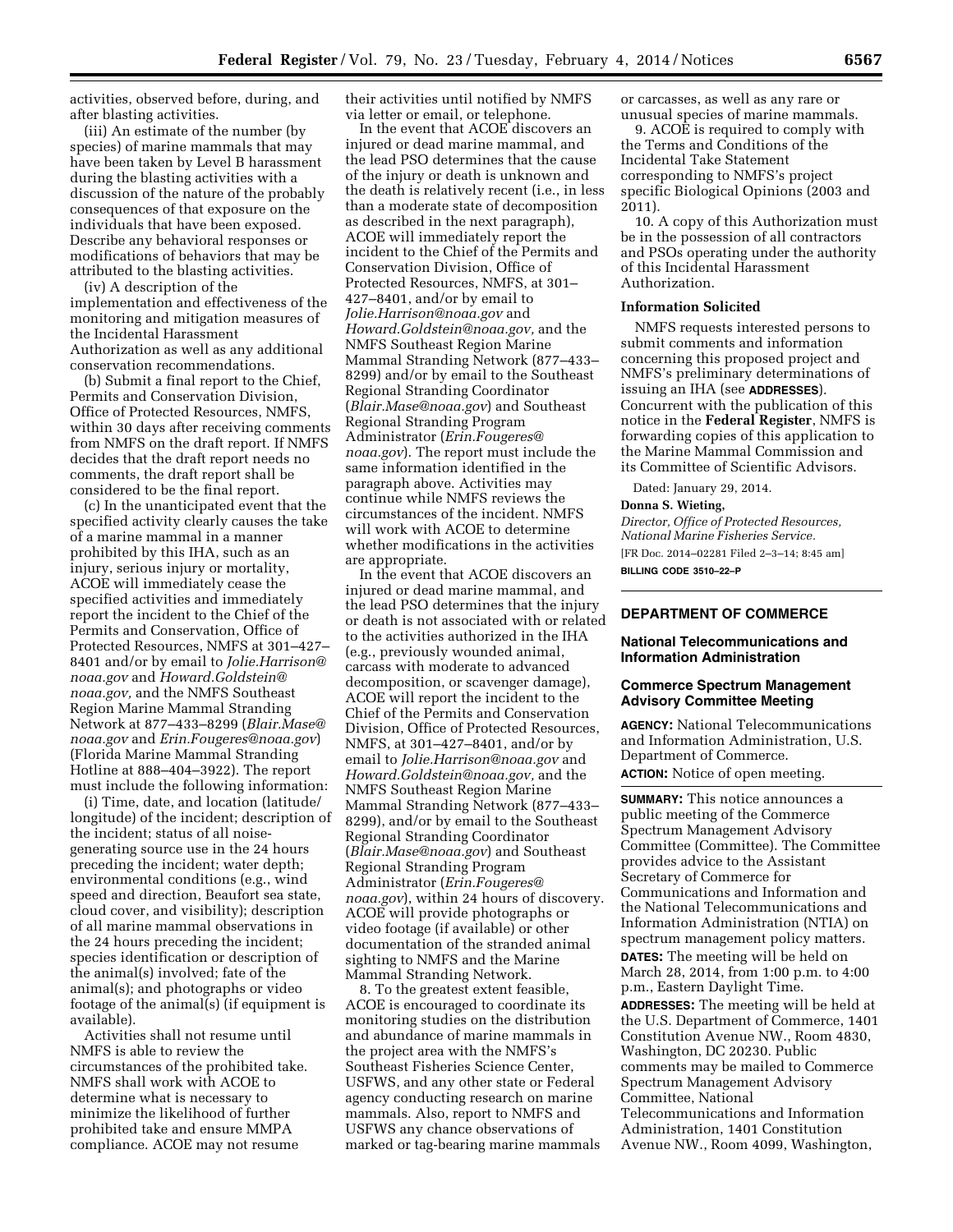activities, observed before, during, and after blasting activities.

(iii) An estimate of the number (by species) of marine mammals that may have been taken by Level B harassment during the blasting activities with a discussion of the nature of the probably consequences of that exposure on the individuals that have been exposed. Describe any behavioral responses or modifications of behaviors that may be attributed to the blasting activities.

(iv) A description of the implementation and effectiveness of the monitoring and mitigation measures of the Incidental Harassment Authorization as well as any additional conservation recommendations.

(b) Submit a final report to the Chief, Permits and Conservation Division, Office of Protected Resources, NMFS, within 30 days after receiving comments from NMFS on the draft report. If NMFS decides that the draft report needs no comments, the draft report shall be considered to be the final report.

(c) In the unanticipated event that the specified activity clearly causes the take of a marine mammal in a manner prohibited by this IHA, such as an injury, serious injury or mortality, ACOE will immediately cease the specified activities and immediately report the incident to the Chief of the Permits and Conservation, Office of Protected Resources, NMFS at 301–427–8401 and/or by email to *Jolie.Harrison@noaa.gov* and *Howard.Goldstein@noaa.gov,* and the NMFS Southeast Region Marine Mammal Stranding Network at 877–433–8299 (*Blair.Mase@noaa.gov* and *Erin.Fougeres@noaa.gov*) (Florida Marine Mammal Stranding Hotline at 888–404–3922). The report must include the following information:

(i) Time, date, and location (latitude/longitude) of the incident; description of the incident; status of all noise-generating source use in the 24 hours preceding the incident; water depth; environmental conditions (e.g., wind speed and direction, Beaufort sea state, cloud cover, and visibility); description of all marine mammal observations in the 24 hours preceding the incident; species identification or description of the animal(s) involved; fate of the animal(s); and photographs or video footage of the animal(s) (if equipment is available).

Activities shall not resume until NMFS is able to review the circumstances of the prohibited take. NMFS shall work with ACOE to determine what is necessary to minimize the likelihood of further prohibited take and ensure MMPA compliance. ACOE may not resume their activities until notified by NMFS via letter or email, or telephone.

In the event that ACOE discovers an injured or dead marine mammal, and the lead PSO determines that the cause of the injury or death is unknown and the death is relatively recent (i.e., in less than a moderate state of decomposition as described in the next paragraph), ACOE will immediately report the incident to the Chief of the Permits and Conservation Division, Office of Protected Resources, NMFS, at 301–427–8401, and/or by email to *Jolie.Harrison@noaa.gov* and *Howard.Goldstein@noaa.gov,* and the NMFS Southeast Region Marine Mammal Stranding Network (877–433–8299) and/or by email to the Southeast Regional Stranding Coordinator (*Blair.Mase@noaa.gov*) and Southeast Regional Stranding Program Administrator (*Erin.Fougeres@noaa.gov*). The report must include the same information identified in the paragraph above. Activities may continue while NMFS reviews the circumstances of the incident. NMFS will work with ACOE to determine whether modifications in the activities are appropriate.

In the event that ACOE discovers an injured or dead marine mammal, and the lead PSO determines that the injury or death is not associated with or related to the activities authorized in the IHA (e.g., previously wounded animal, carcass with moderate to advanced decomposition, or scavenger damage), ACOE will report the incident to the Chief of the Permits and Conservation Division, Office of Protected Resources, NMFS, at 301–427–8401, and/or by email to *Jolie.Harrison@noaa.gov* and *Howard.Goldstein@noaa.gov,* and the NMFS Southeast Region Marine Mammal Stranding Network (877–433–8299), and/or by email to the Southeast Regional Stranding Coordinator (*Blair.Mase@noaa.gov*) and Southeast Regional Stranding Program Administrator (*Erin.Fougeres@noaa.gov*), within 24 hours of discovery. ACOE will provide photographs or video footage (if available) or other documentation of the stranded animal sighting to NMFS and the Marine Mammal Stranding Network.

8. To the greatest extent feasible, ACOE is encouraged to coordinate its monitoring studies on the distribution and abundance of marine mammals in the project area with the NMFS's Southeast Fisheries Science Center, USFWS, and any other state or Federal agency conducting research on marine mammals. Also, report to NMFS and USFWS any chance observations of marked or tag-bearing marine mammals or carcasses, as well as any rare or unusual species of marine mammals.

9. ACOE is required to comply with the Terms and Conditions of the Incidental Take Statement corresponding to NMFS's project specific Biological Opinions (2003 and 2011).

10. A copy of this Authorization must be in the possession of all contractors and PSOs operating under the authority of this Incidental Harassment Authorization.

### Information Solicited

NMFS requests interested persons to submit comments and information concerning this proposed project and NMFS's preliminary determinations of issuing an IHA (see **ADDRESSES**). Concurrent with the publication of this notice in the **Federal Register**, NMFS is forwarding copies of this application to the Marine Mammal Commission and its Committee of Scientific Advisors.

Dated: January 29, 2014.

**Donna S. Wieting,**

*Director, Office of Protected Resources, National Marine Fisheries Service.*

[FR Doc. 2014–02281 Filed 2–3–14; 8:45 am]

**BILLING CODE 3510–22–P**

## DEPARTMENT OF COMMERCE

### National Telecommunications and Information Administration

### Commerce Spectrum Management Advisory Committee Meeting

**AGENCY:** National Telecommunications and Information Administration, U.S. Department of Commerce.

**ACTION:** Notice of open meeting.

**SUMMARY:** This notice announces a public meeting of the Commerce Spectrum Management Advisory Committee (Committee). The Committee provides advice to the Assistant Secretary of Commerce for Communications and Information and the National Telecommunications and Information Administration (NTIA) on spectrum management policy matters.

**DATES:** The meeting will be held on March 28, 2014, from 1:00 p.m. to 4:00 p.m., Eastern Daylight Time.

**ADDRESSES:** The meeting will be held at the U.S. Department of Commerce, 1401 Constitution Avenue NW., Room 4830, Washington, DC 20230. Public comments may be mailed to Commerce Spectrum Management Advisory Committee, National Telecommunications and Information Administration, 1401 Constitution Avenue NW., Room 4099, Washington,